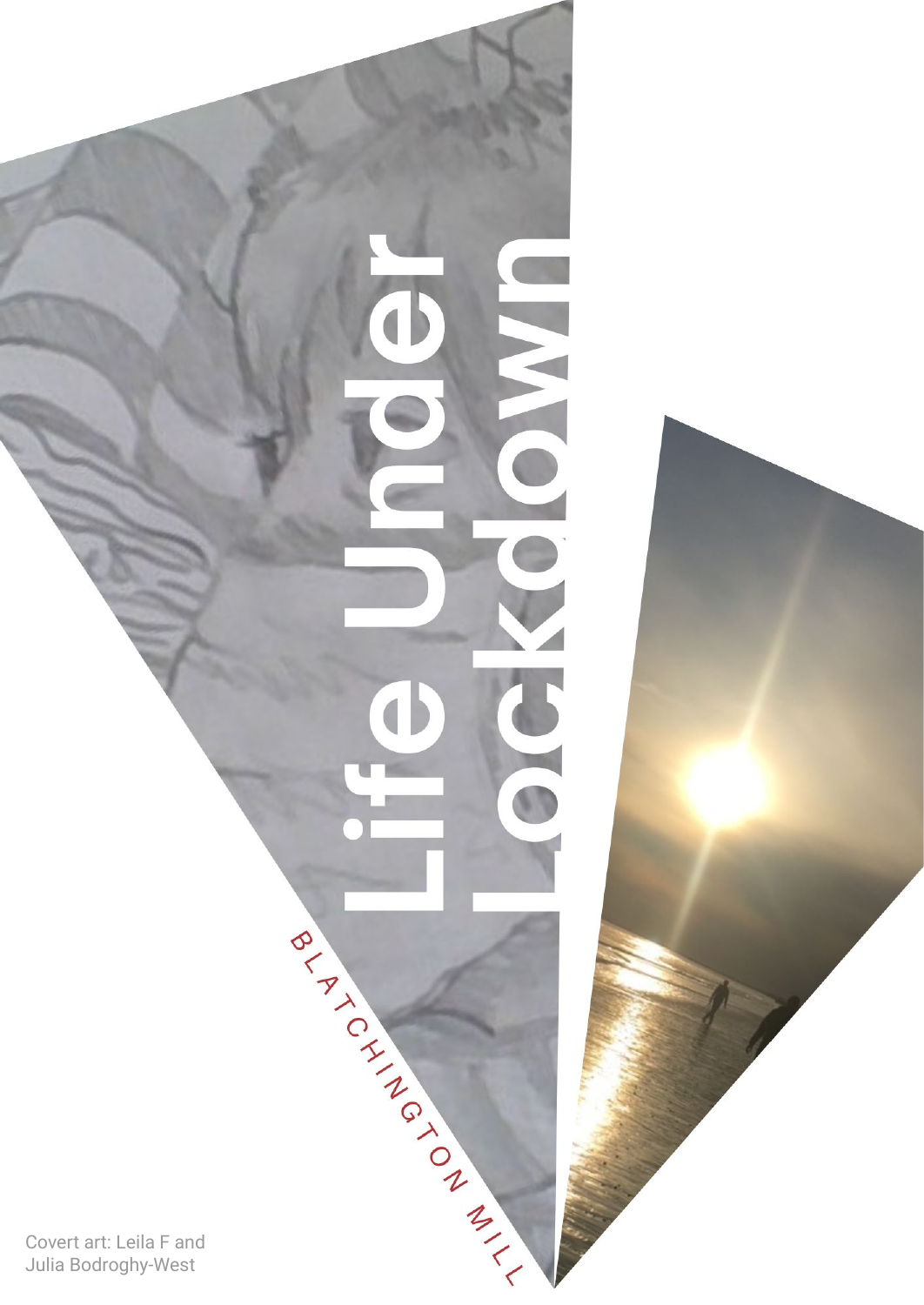# Life Under Lockdown

BLATCHINGTON MILL

Covert art: Leila F and Julia Bodroghy-West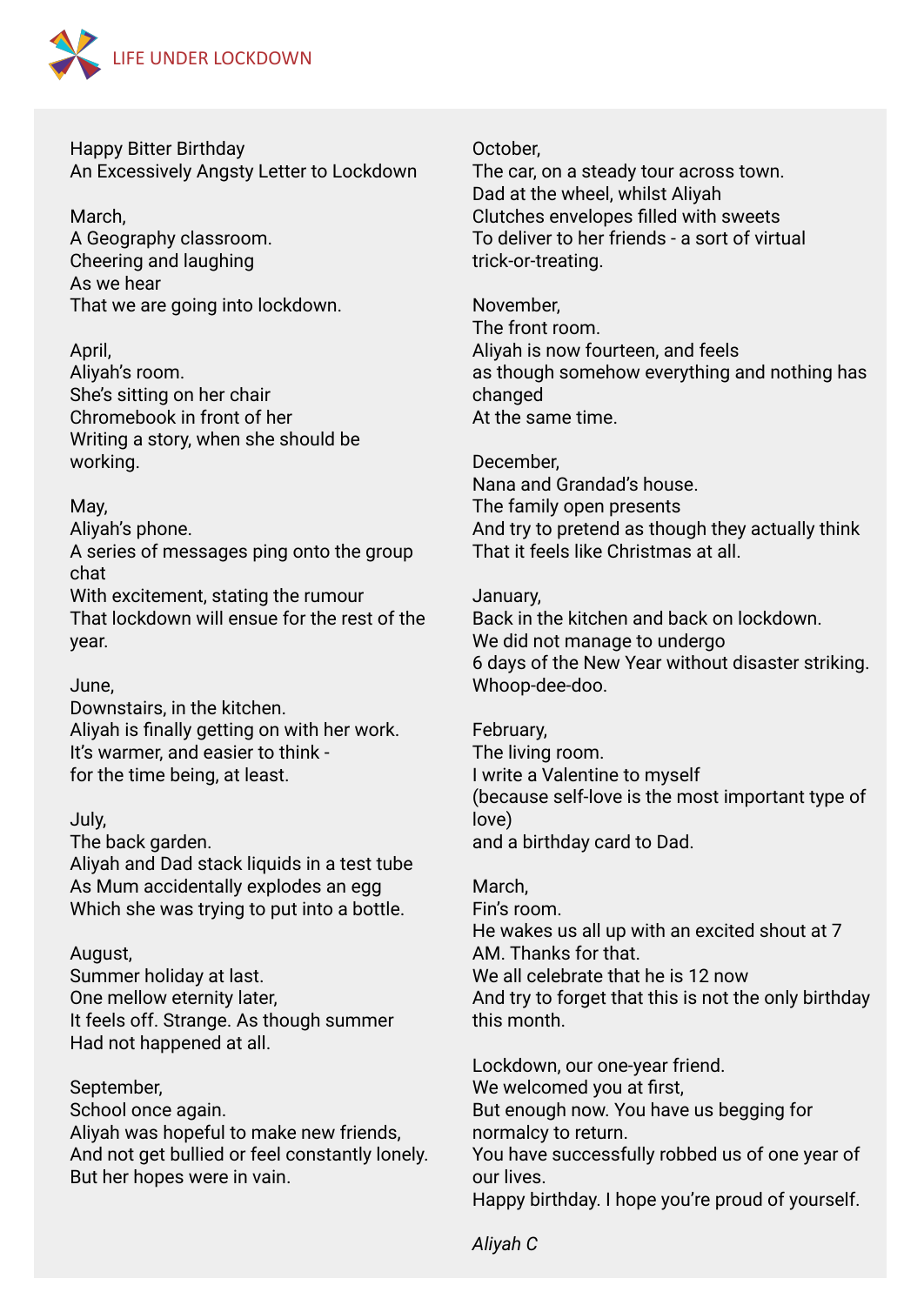# Happy Bitter Birthday

## An Excessively Angsty Letter to Lockdown

March,
A Geography classroom.
Cheering and laughing
As we hear
That we are going into lockdown.

April,
Aliyah's room.
She's sitting on her chair
Chromebook in front of her
Writing a story, when she should be working.

May,
Aliyah's phone.
A series of messages ping onto the group chat
With excitement, stating the rumour
That lockdown will ensue for the rest of the year.

June,
Downstairs, in the kitchen.
Aliyah is finally getting on with her work.
It's warmer, and easier to think -
for the time being, at least.

July,
The back garden.
Aliyah and Dad stack liquids in a test tube
As Mum accidentally explodes an egg
Which she was trying to put into a bottle.

August,
Summer holiday at last.
One mellow eternity later,
It feels off. Strange. As though summer
Had not happened at all.

September,
School once again.
Aliyah was hopeful to make new friends,
And not get bullied or feel constantly lonely.
But her hopes were in vain.

October,
The car, on a steady tour across town.
Dad at the wheel, whilst Aliyah
Clutches envelopes filled with sweets
To deliver to her friends - a sort of virtual trick-or-treating.

November,
The front room.
Aliyah is now fourteen, and feels
as though somehow everything and nothing has changed
At the same time.

December,
Nana and Grandad's house.
The family open presents
And try to pretend as though they actually think
That it feels like Christmas at all.

January,
Back in the kitchen and back on lockdown.
We did not manage to undergo
6 days of the New Year without disaster striking.
Whoop-dee-doo.

February,
The living room.
I write a Valentine to myself
(because self-love is the most important type of love)
and a birthday card to Dad.

March,
Fin's room.
He wakes us all up with an excited shout at 7 AM. Thanks for that.
We all celebrate that he is 12 now
And try to forget that this is not the only birthday this month.

Lockdown, our one-year friend.
We welcomed you at first,
But enough now. You have us begging for normalcy to return.
You have successfully robbed us of one year of our lives.
Happy birthday. I hope you're proud of yourself.

*Aliyah C*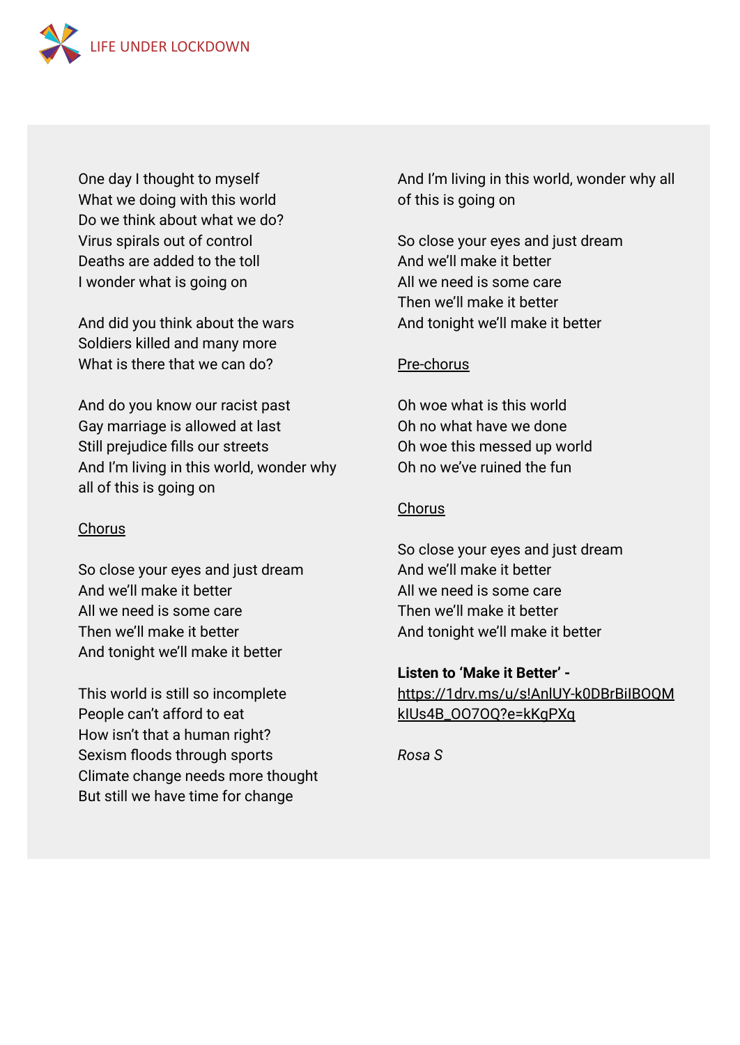One day I thought to myself
What we doing with this world
Do we think about what we do?
Virus spirals out of control
Deaths are added to the toll
I wonder what is going on

And did you think about the wars
Soldiers killed and many more
What is there that we can do?

And do you know our racist past
Gay marriage is allowed at last
Still prejudice fills our streets
And I'm living in this world, wonder why all of this is going on

Chorus

So close your eyes and just dream
And we'll make it better
All we need is some care
Then we'll make it better
And tonight we'll make it better

This world is still so incomplete
People can't afford to eat
How isn't that a human right?
Sexism floods through sports
Climate change needs more thought
But still we have time for change
And I'm living in this world, wonder why all of this is going on

So close your eyes and just dream
And we'll make it better
All we need is some care
Then we'll make it better
And tonight we'll make it better

Pre-chorus

Oh woe what is this world
Oh no what have we done
Oh woe this messed up world
Oh no we've ruined the fun

Chorus

So close your eyes and just dream
And we'll make it better
All we need is some care
Then we'll make it better
And tonight we'll make it better

**Listen to 'Make it Better' -** https://1drv.ms/u/s!AnlUY-k0DBrBiIBOQMkIUs4B_OO7OQ?e=kKgPXq

*Rosa S*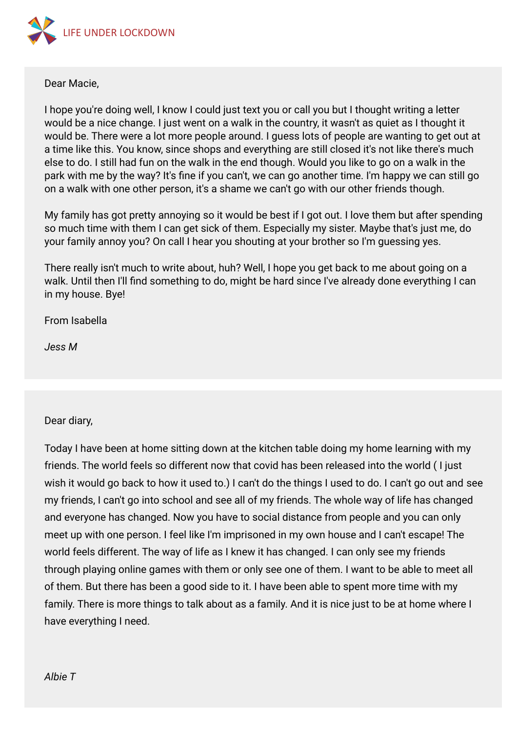Dear Macie,

I hope you're doing well, I know I could just text you or call you but I thought writing a letter would be a nice change. I just went on a walk in the country, it wasn't as quiet as I thought it would be. There were a lot more people around. I guess lots of people are wanting to get out at a time like this. You know, since shops and everything are still closed it's not like there's much else to do. I still had fun on the walk in the end though. Would you like to go on a walk in the park with me by the way? It's fine if you can't, we can go another time. I'm happy we can still go on a walk with one other person, it's a shame we can't go with our other friends though.

My family has got pretty annoying so it would be best if I got out. I love them but after spending so much time with them I can get sick of them. Especially my sister. Maybe that's just me, do your family annoy you? On call I hear you shouting at your brother so I'm guessing yes.

There really isn't much to write about, huh? Well, I hope you get back to me about going on a walk. Until then I'll find something to do, might be hard since I've already done everything I can in my house. Bye!

From Isabella

*Jess M*

Dear diary,

Today I have been at home sitting down at the kitchen table doing my home learning with my friends. The world feels so different now that covid has been released into the world ( I just wish it would go back to how it used to.) I can't do the things I used to do. I can't go out and see my friends, I can't go into school and see all of my friends. The whole way of life has changed and everyone has changed. Now you have to social distance from people and you can only meet up with one person. I feel like I'm imprisoned in my own house and I can't escape! The world feels different. The way of life as I knew it has changed. I can only see my friends through playing online games with them or only see one of them. I want to be able to meet all of them. But there has been a good side to it. I have been able to spent more time with my family. There is more things to talk about as a family. And it is nice just to be at home where I have everything I need.

*Albie T*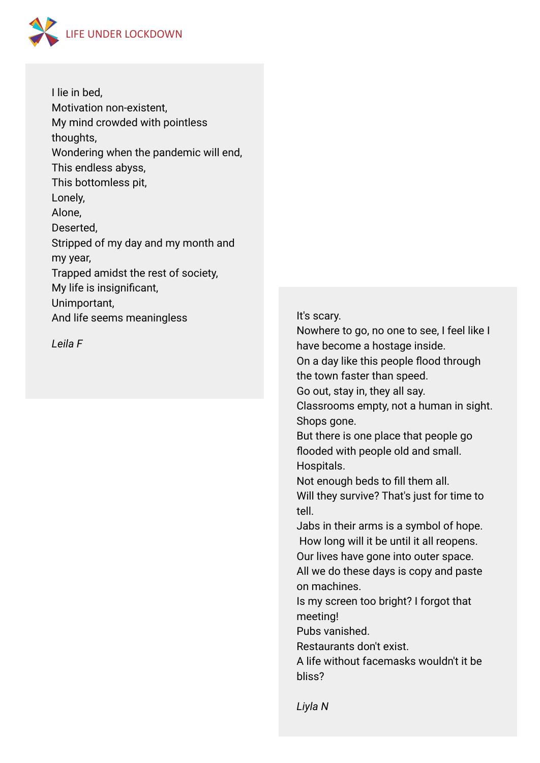I lie in bed,
Motivation non-existent,
My mind crowded with pointless thoughts,
Wondering when the pandemic will end,
This endless abyss,
This bottomless pit,
Lonely,
Alone,
Deserted,
Stripped of my day and my month and my year,
Trapped amidst the rest of society,
My life is insignificant,
Unimportant,
And life seems meaningless

*Leila F*

It's scary.
Nowhere to go, no one to see, I feel like I have become a hostage inside.
On a day like this people flood through the town faster than speed.
Go out, stay in, they all say.
Classrooms empty, not a human in sight.
Shops gone.
But there is one place that people go flooded with people old and small.
Hospitals.
Not enough beds to fill them all.
Will they survive? That's just for time to tell.
Jabs in their arms is a symbol of hope.
How long will it be until it all reopens.
Our lives have gone into outer space.
All we do these days is copy and paste on machines.
Is my screen too bright? I forgot that meeting!
Pubs vanished.
Restaurants don't exist.
A life without facemasks wouldn't it be bliss?

*Liyla N*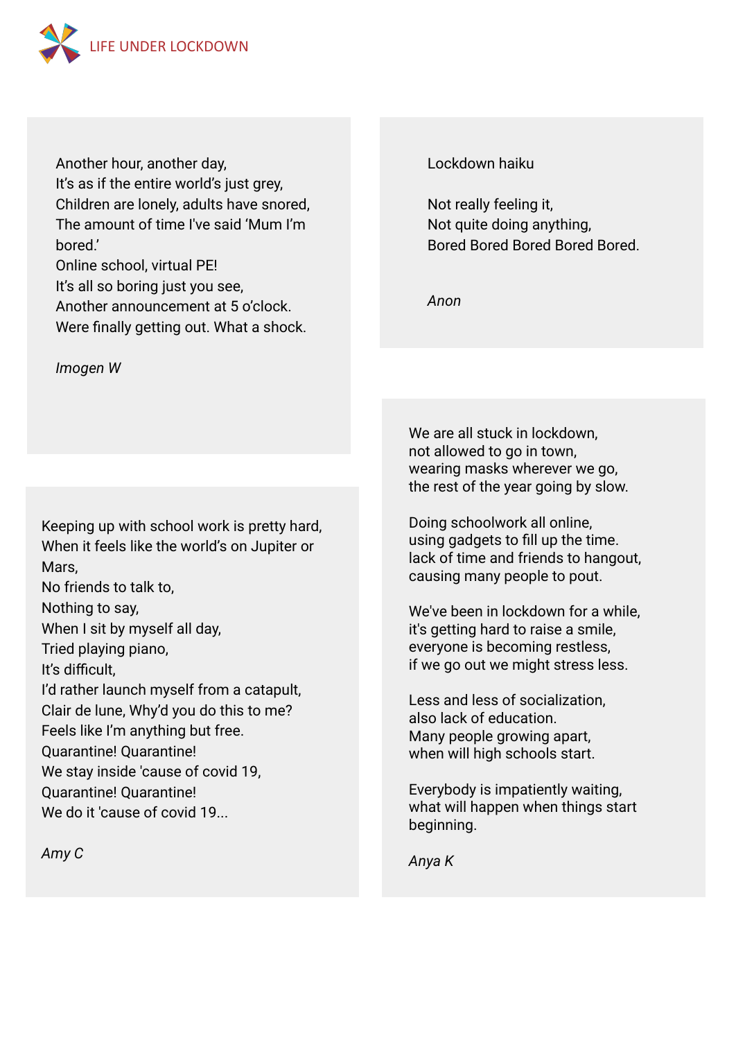Another hour, another day,
It's as if the entire world's just grey,
Children are lonely, adults have snored,
The amount of time I've said 'Mum I'm bored.'
Online school, virtual PE!
It's all so boring just you see,
Another announcement at 5 o'clock.
Were finally getting out. What a shock.

*Imogen W*

Lockdown haiku

Not really feeling it,
Not quite doing anything,
Bored Bored Bored Bored Bored.

*Anon*

Keeping up with school work is pretty hard,
When it feels like the world's on Jupiter or Mars,
No friends to talk to,
Nothing to say,
When I sit by myself all day,
Tried playing piano,
It's difficult,
I'd rather launch myself from a catapult,
Clair de lune, Why'd you do this to me?
Feels like I'm anything but free.
Quarantine! Quarantine!
We stay inside 'cause of covid 19,
Quarantine! Quarantine!
We do it 'cause of covid 19...

*Amy C*

We are all stuck in lockdown,
not allowed to go in town,
wearing masks wherever we go,
the rest of the year going by slow.

Doing schoolwork all online,
using gadgets to fill up the time.
lack of time and friends to hangout,
causing many people to pout.

We've been in lockdown for a while,
it's getting hard to raise a smile,
everyone is becoming restless,
if we go out we might stress less.

Less and less of socialization,
also lack of education.
Many people growing apart,
when will high schools start.

Everybody is impatiently waiting,
what will happen when things start beginning.

*Anya K*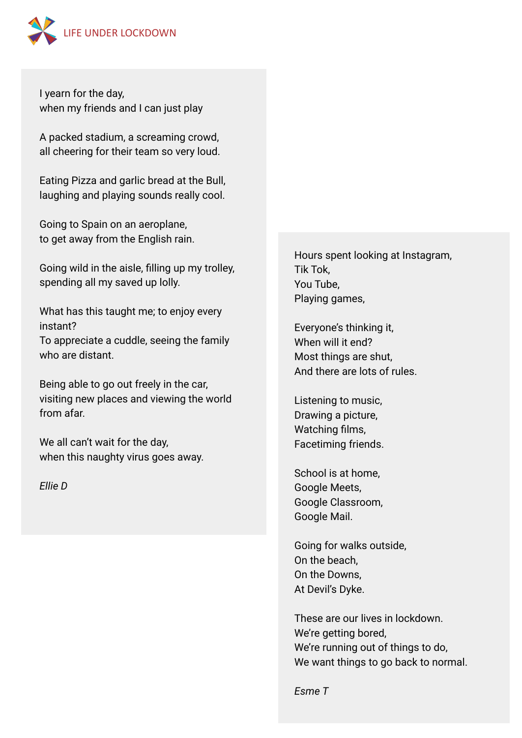I yearn for the day,
when my friends and I can just play

A packed stadium, a screaming crowd,
all cheering for their team so very loud.

Eating Pizza and garlic bread at the Bull,
laughing and playing sounds really cool.

Going to Spain on an aeroplane,
to get away from the English rain.

Going wild in the aisle, filling up my trolley,
spending all my saved up lolly.

What has this taught me; to enjoy every instant?
To appreciate a cuddle, seeing the family who are distant.

Being able to go out freely in the car,
visiting new places and viewing the world from afar.

We all can't wait for the day,
when this naughty virus goes away.

*Ellie D*

Hours spent looking at Instagram,
Tik Tok,
You Tube,
Playing games,

Everyone's thinking it,
When will it end?
Most things are shut,
And there are lots of rules.

Listening to music,
Drawing a picture,
Watching films,
Facetiming friends.

School is at home,
Google Meets,
Google Classroom,
Google Mail.

Going for walks outside,
On the beach,
On the Downs,
At Devil's Dyke.

These are our lives in lockdown.
We're getting bored,
We're running out of things to do,
We want things to go back to normal.

*Esme T*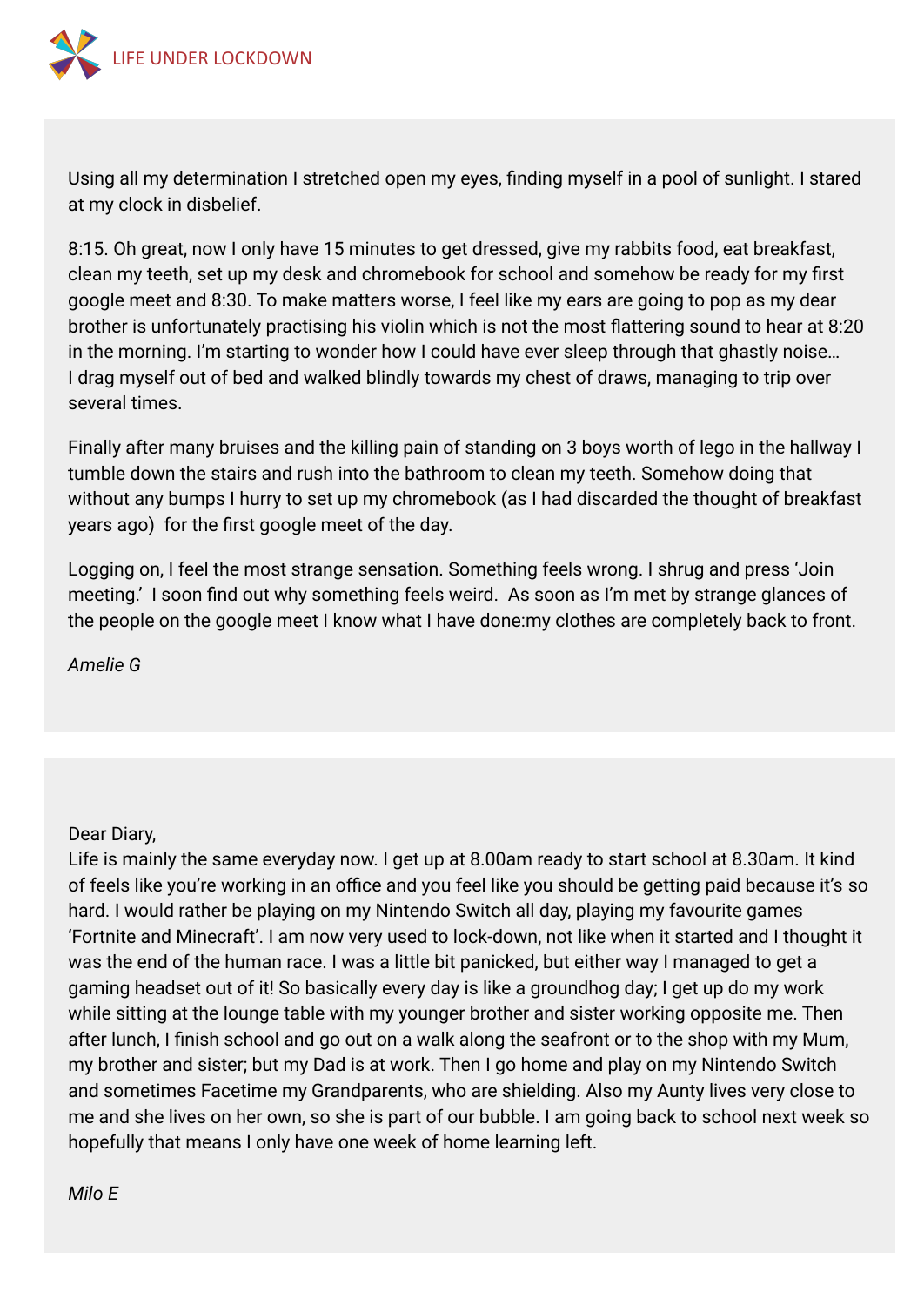Using all my determination I stretched open my eyes, finding myself in a pool of sunlight. I stared at my clock in disbelief.

8:15. Oh great, now I only have 15 minutes to get dressed, give my rabbits food, eat breakfast, clean my teeth, set up my desk and chromebook for school and somehow be ready for my first google meet and 8:30. To make matters worse, I feel like my ears are going to pop as my dear brother is unfortunately practising his violin which is not the most flattering sound to hear at 8:20 in the morning. I'm starting to wonder how I could have ever sleep through that ghastly noise… I drag myself out of bed and walked blindly towards my chest of draws, managing to trip over several times.

Finally after many bruises and the killing pain of standing on 3 boys worth of lego in the hallway I tumble down the stairs and rush into the bathroom to clean my teeth. Somehow doing that without any bumps I hurry to set up my chromebook (as I had discarded the thought of breakfast years ago) for the first google meet of the day.

Logging on, I feel the most strange sensation. Something feels wrong. I shrug and press 'Join meeting.' I soon find out why something feels weird. As soon as I'm met by strange glances of the people on the google meet I know what I have done:my clothes are completely back to front.

*Amelie G*

---

Dear Diary,
Life is mainly the same everyday now. I get up at 8.00am ready to start school at 8.30am. It kind of feels like you're working in an office and you feel like you should be getting paid because it's so hard. I would rather be playing on my Nintendo Switch all day, playing my favourite games 'Fortnite and Minecraft'. I am now very used to lock-down, not like when it started and I thought it was the end of the human race. I was a little bit panicked, but either way I managed to get a gaming headset out of it! So basically every day is like a groundhog day; I get up do my work while sitting at the lounge table with my younger brother and sister working opposite me. Then after lunch, I finish school and go out on a walk along the seafront or to the shop with my Mum, my brother and sister; but my Dad is at work. Then I go home and play on my Nintendo Switch and sometimes Facetime my Grandparents, who are shielding. Also my Aunty lives very close to me and she lives on her own, so she is part of our bubble. I am going back to school next week so hopefully that means I only have one week of home learning left.

*Milo E*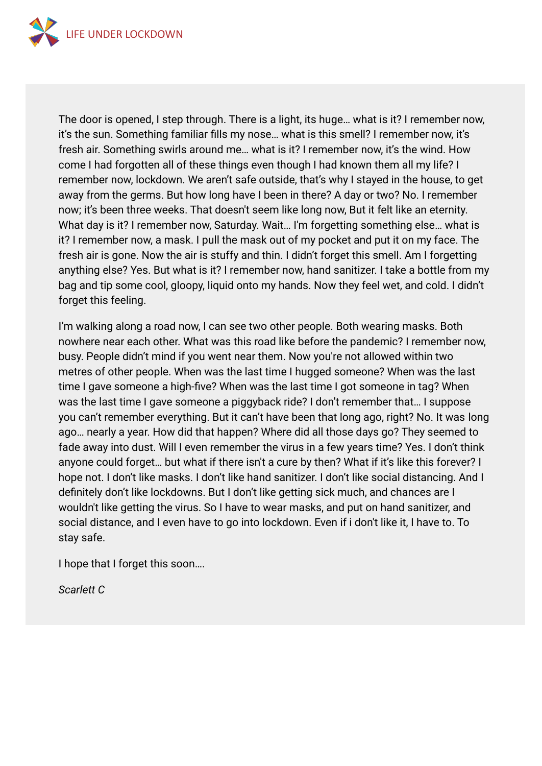The door is opened, I step through. There is a light, its huge… what is it? I remember now, it's the sun. Something familiar fills my nose… what is this smell? I remember now, it's fresh air. Something swirls around me… what is it? I remember now, it's the wind. How come I had forgotten all of these things even though I had known them all my life? I remember now, lockdown. We aren't safe outside, that's why I stayed in the house, to get away from the germs. But how long have I been in there? A day or two? No. I remember now; it's been three weeks. That doesn't seem like long now, But it felt like an eternity. What day is it? I remember now, Saturday. Wait… I'm forgetting something else… what is it? I remember now, a mask. I pull the mask out of my pocket and put it on my face. The fresh air is gone. Now the air is stuffy and thin. I didn't forget this smell. Am I forgetting anything else? Yes. But what is it? I remember now, hand sanitizer. I take a bottle from my bag and tip some cool, gloopy, liquid onto my hands. Now they feel wet, and cold. I didn't forget this feeling.

I'm walking along a road now, I can see two other people. Both wearing masks. Both nowhere near each other. What was this road like before the pandemic? I remember now, busy. People didn't mind if you went near them. Now you're not allowed within two metres of other people. When was the last time I hugged someone? When was the last time I gave someone a high-five? When was the last time I got someone in tag? When was the last time I gave someone a piggyback ride? I don't remember that… I suppose you can't remember everything. But it can't have been that long ago, right? No. It was long ago… nearly a year. How did that happen? Where did all those days go? They seemed to fade away into dust. Will I even remember the virus in a few years time? Yes. I don't think anyone could forget… but what if there isn't a cure by then? What if it's like this forever? I hope not. I don't like masks. I don't like hand sanitizer. I don't like social distancing. And I definitely don't like lockdowns. But I don't like getting sick much, and chances are I wouldn't like getting the virus. So I have to wear masks, and put on hand sanitizer, and social distance, and I even have to go into lockdown. Even if i don't like it, I have to. To stay safe.

I hope that I forget this soon….

*Scarlett C*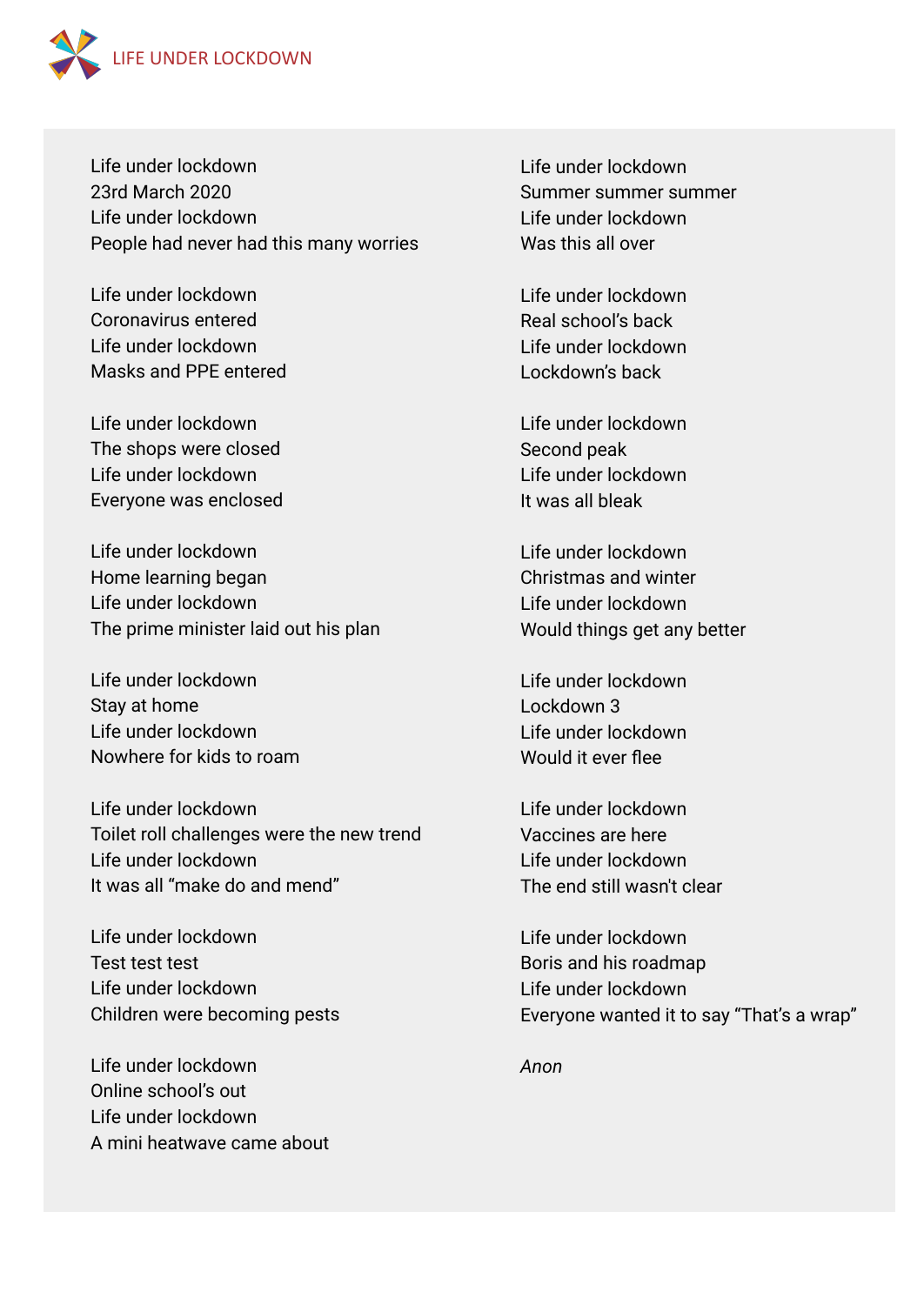Life under lockdown
23rd March 2020
Life under lockdown
People had never had this many worries

Life under lockdown
Coronavirus entered
Life under lockdown
Masks and PPE entered

Life under lockdown
The shops were closed
Life under lockdown
Everyone was enclosed

Life under lockdown
Home learning began
Life under lockdown
The prime minister laid out his plan

Life under lockdown
Stay at home
Life under lockdown
Nowhere for kids to roam

Life under lockdown
Toilet roll challenges were the new trend
Life under lockdown
It was all "make do and mend"

Life under lockdown
Test test test
Life under lockdown
Children were becoming pests

Life under lockdown
Online school's out
Life under lockdown
A mini heatwave came about

Life under lockdown
Summer summer summer
Life under lockdown
Was this all over

Life under lockdown
Real school's back
Life under lockdown
Lockdown's back

Life under lockdown
Second peak
Life under lockdown
It was all bleak

Life under lockdown
Christmas and winter
Life under lockdown
Would things get any better

Life under lockdown
Lockdown 3
Life under lockdown
Would it ever flee

Life under lockdown
Vaccines are here
Life under lockdown
The end still wasn't clear

Life under lockdown
Boris and his roadmap
Life under lockdown
Everyone wanted it to say "That's a wrap"

*Anon*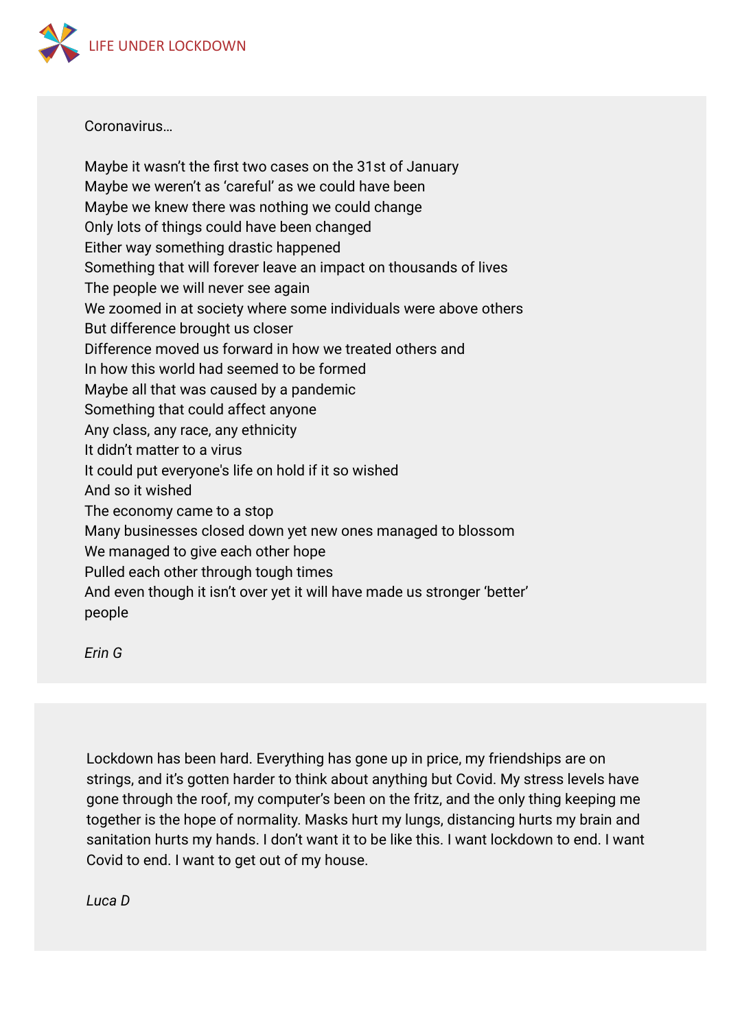Coronavirus…

Maybe it wasn't the first two cases on the 31st of January
Maybe we weren't as 'careful' as we could have been
Maybe we knew there was nothing we could change
Only lots of things could have been changed
Either way something drastic happened
Something that will forever leave an impact on thousands of lives
The people we will never see again
We zoomed in at society where some individuals were above others
But difference brought us closer
Difference moved us forward in how we treated others and
In how this world had seemed to be formed
Maybe all that was caused by a pandemic
Something that could affect anyone
Any class, any race, any ethnicity
It didn't matter to a virus
It could put everyone's life on hold if it so wished
And so it wished
The economy came to a stop
Many businesses closed down yet new ones managed to blossom
We managed to give each other hope
Pulled each other through tough times
And even though it isn't over yet it will have made us stronger 'better' people

*Erin G*

Lockdown has been hard. Everything has gone up in price, my friendships are on strings, and it's gotten harder to think about anything but Covid. My stress levels have gone through the roof, my computer's been on the fritz, and the only thing keeping me together is the hope of normality. Masks hurt my lungs, distancing hurts my brain and sanitation hurts my hands. I don't want it to be like this. I want lockdown to end. I want Covid to end. I want to get out of my house.

*Luca D*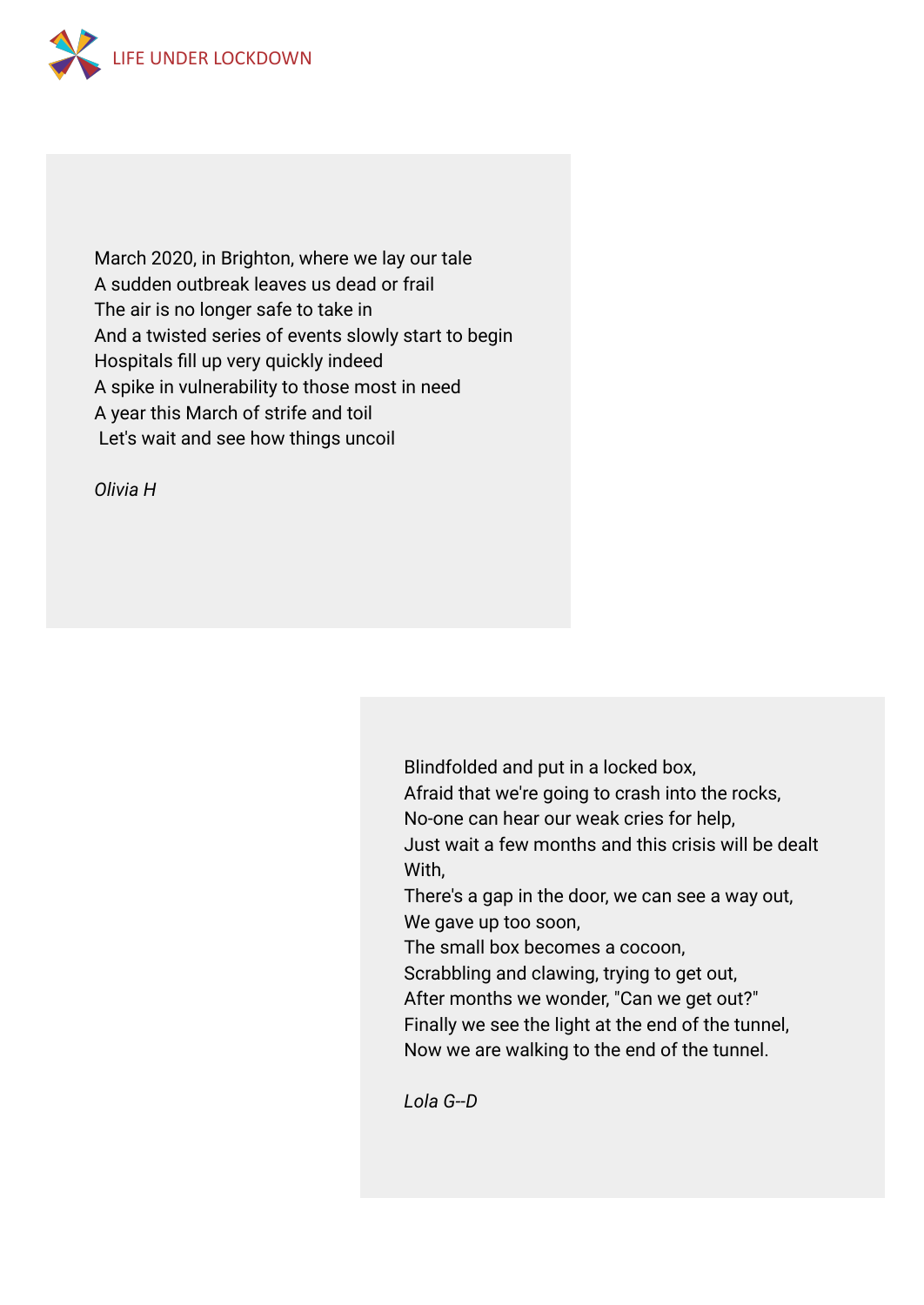March 2020, in Brighton, where we lay our tale
A sudden outbreak leaves us dead or frail
The air is no longer safe to take in
And a twisted series of events slowly start to begin
Hospitals fill up very quickly indeed
A spike in vulnerability to those most in need
A year this March of strife and toil
Let's wait and see how things uncoil

*Olivia H*

Blindfolded and put in a locked box,
Afraid that we're going to crash into the rocks,
No-one can hear our weak cries for help,
Just wait a few months and this crisis will be dealt
With,
There's a gap in the door, we can see a way out,
We gave up too soon,
The small box becomes a cocoon,
Scrabbling and clawing, trying to get out,
After months we wonder, "Can we get out?"
Finally we see the light at the end of the tunnel,
Now we are walking to the end of the tunnel.

*Lola G--D*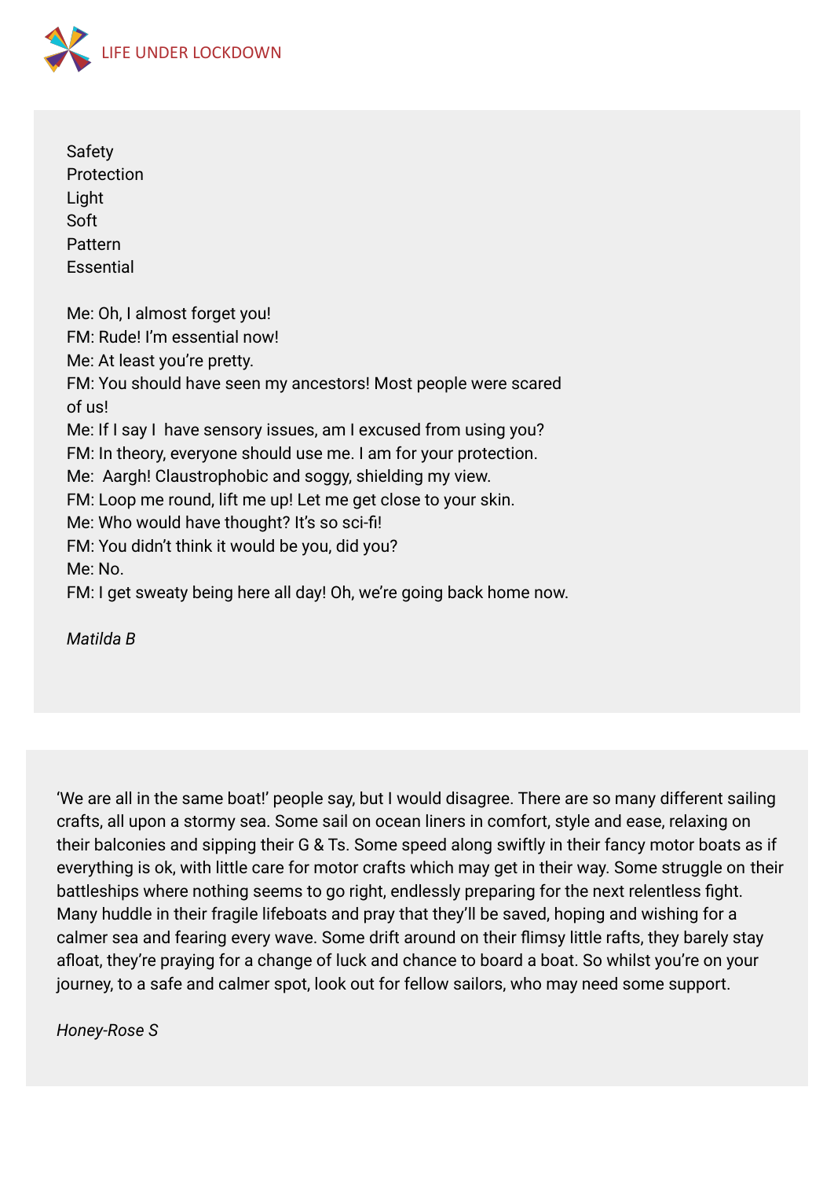Safety
Protection
Light
Soft
Pattern
Essential

Me: Oh, I almost forget you!
FM: Rude! I'm essential now!
Me: At least you're pretty.
FM: You should have seen my ancestors! Most people were scared of us!
Me: If I say I  have sensory issues, am I excused from using you?
FM: In theory, everyone should use me. I am for your protection.
Me:  Aargh! Claustrophobic and soggy, shielding my view.
FM: Loop me round, lift me up! Let me get close to your skin.
Me: Who would have thought? It's so sci-fi!
FM: You didn't think it would be you, did you?
Me: No.
FM: I get sweaty being here all day! Oh, we're going back home now.

*Matilda B*

'We are all in the same boat!' people say, but I would disagree. There are so many different sailing crafts, all upon a stormy sea. Some sail on ocean liners in comfort, style and ease, relaxing on their balconies and sipping their G & Ts. Some speed along swiftly in their fancy motor boats as if everything is ok, with little care for motor crafts which may get in their way. Some struggle on their battleships where nothing seems to go right, endlessly preparing for the next relentless fight. Many huddle in their fragile lifeboats and pray that they'll be saved, hoping and wishing for a calmer sea and fearing every wave. Some drift around on their flimsy little rafts, they barely stay afloat, they're praying for a change of luck and chance to board a boat. So whilst you're on your journey, to a safe and calmer spot, look out for fellow sailors, who may need some support.

*Honey-Rose S*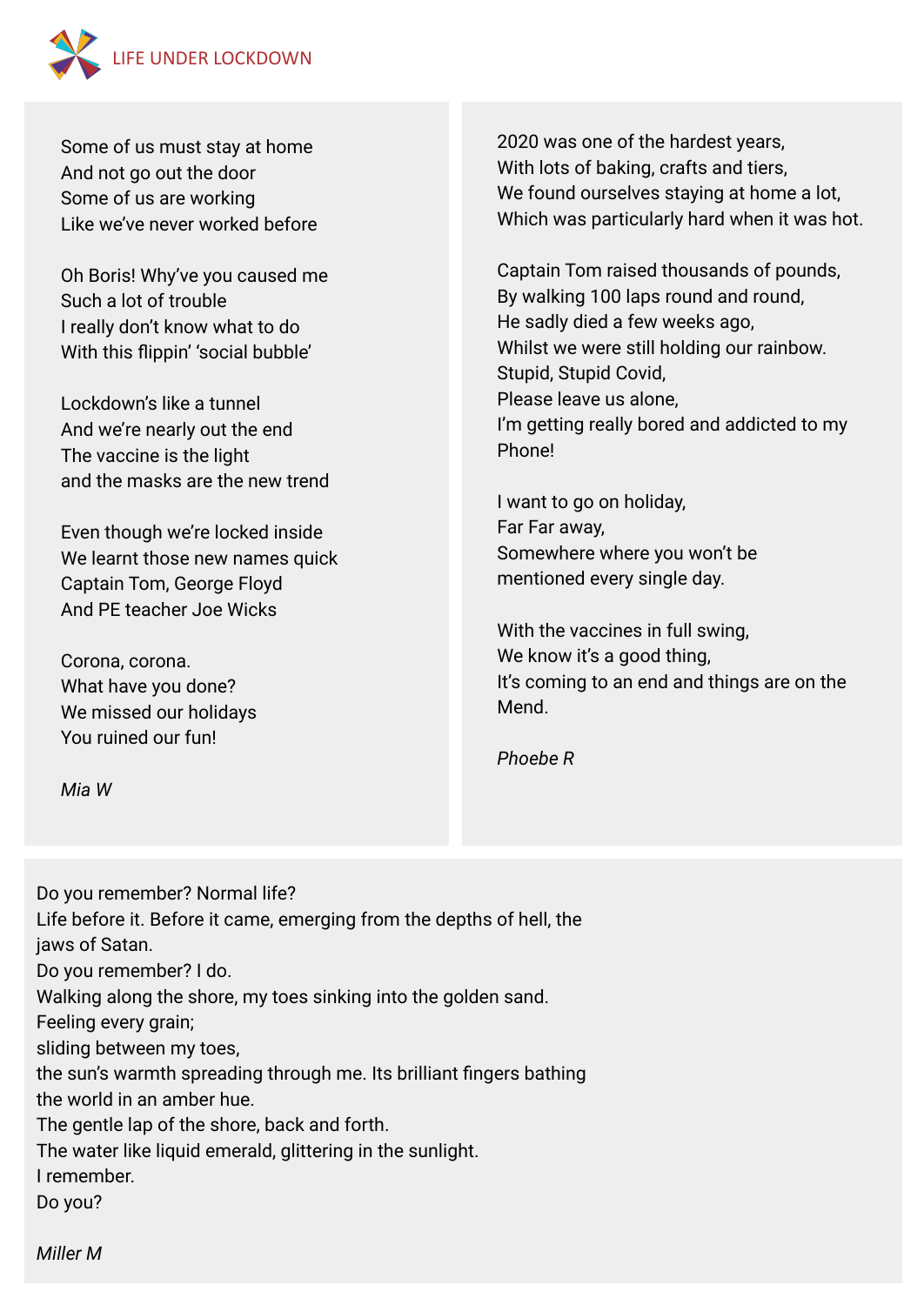Some of us must stay at home
And not go out the door
Some of us are working
Like we've never worked before

Oh Boris! Why've you caused me
Such a lot of trouble
I really don't know what to do
With this flippin' 'social bubble'

Lockdown's like a tunnel
And we're nearly out the end
The vaccine is the light
and the masks are the new trend

Even though we're locked inside
We learnt those new names quick
Captain Tom, George Floyd
And PE teacher Joe Wicks

Corona, corona.
What have you done?
We missed our holidays
You ruined our fun!

*Mia W*

2020 was one of the hardest years,
With lots of baking, crafts and tiers,
We found ourselves staying at home a lot,
Which was particularly hard when it was hot.

Captain Tom raised thousands of pounds,
By walking 100 laps round and round,
He sadly died a few weeks ago,
Whilst we were still holding our rainbow.
Stupid, Stupid Covid,
Please leave us alone,
I'm getting really bored and addicted to my
Phone!

I want to go on holiday,
Far Far away,
Somewhere where you won't be
mentioned every single day.

With the vaccines in full swing,
We know it's a good thing,
It's coming to an end and things are on the
Mend.

*Phoebe R*

Do you remember? Normal life?
Life before it. Before it came, emerging from the depths of hell, the
jaws of Satan.
Do you remember? I do.
Walking along the shore, my toes sinking into the golden sand.
Feeling every grain;
sliding between my toes,
the sun's warmth spreading through me. Its brilliant fingers bathing
the world in an amber hue.
The gentle lap of the shore, back and forth.
The water like liquid emerald, glittering in the sunlight.
I remember.
Do you?

*Miller M*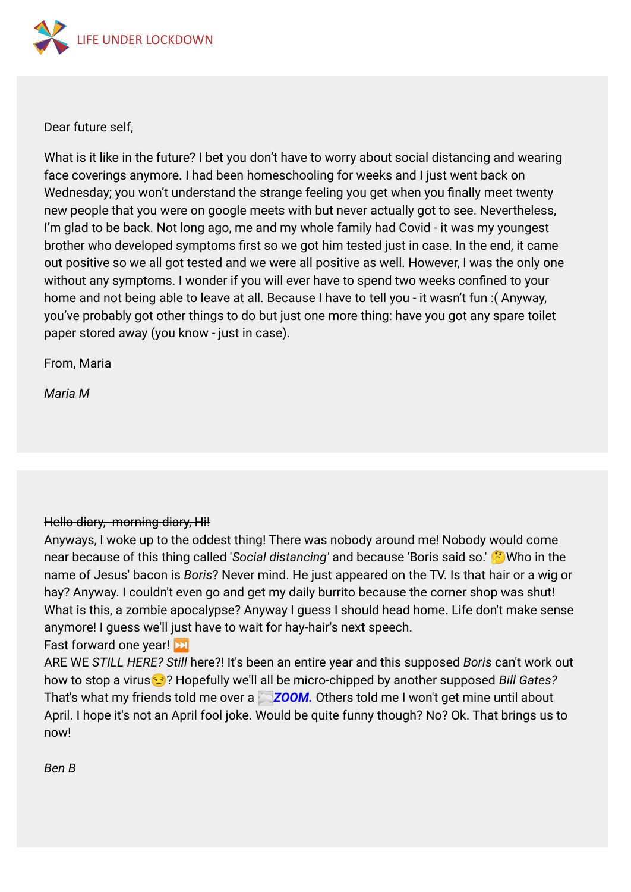Dear future self,

What is it like in the future? I bet you don't have to worry about social distancing and wearing face coverings anymore. I had been homeschooling for weeks and I just went back on Wednesday; you won't understand the strange feeling you get when you finally meet twenty new people that you were on google meets with but never actually got to see. Nevertheless, I'm glad to be back. Not long ago, me and my whole family had Covid - it was my youngest brother who developed symptoms first so we got him tested just in case. In the end, it came out positive so we all got tested and we were all positive as well. However, I was the only one without any symptoms. I wonder if you will ever have to spend two weeks confined to your home and not being able to leave at all. Because I have to tell you - it wasn't fun :( Anyway, you've probably got other things to do but just one more thing: have you got any spare toilet paper stored away (you know - just in case).

From, Maria

*Maria M*

---

~~Hello diary, morning diary, Hi!~~

Anyways, I woke up to the oddest thing! There was nobody around me! Nobody would come near because of this thing called '*Social distancing*' and because 'Boris said so.' 🤔Who in the name of Jesus' bacon is *Boris*? Never mind. He just appeared on the TV. Is that hair or a wig or hay? Anyway. I couldn't even go and get my daily burrito because the corner shop was shut! What is this, a zombie apocalypse? Anyway I guess I should head home. Life don't make sense anymore! I guess we'll just have to wait for hay-hair's next speech.

Fast forward one year! ⏭️

ARE WE *STILL HERE? Still* here?! It's been an entire year and this supposed *Boris* can't work out how to stop a virus😒? Hopefully we'll all be micro-chipped by another supposed *Bill Gates?* That's what my friends told me over a ***ZOOM.*** Others told me I won't get mine until about April. I hope it's not an April fool joke. Would be quite funny though? No? Ok. That brings us to now!

*Ben B*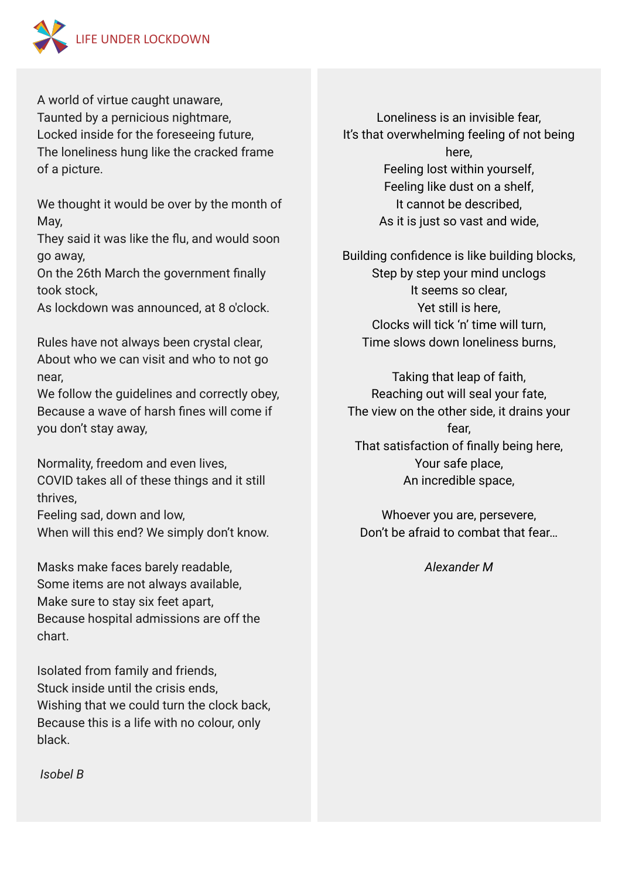A world of virtue caught unaware,
Taunted by a pernicious nightmare,
Locked inside for the foreseeing future,
The loneliness hung like the cracked frame of a picture.

We thought it would be over by the month of May,
They said it was like the flu, and would soon go away,
On the 26th March the government finally took stock,
As lockdown was announced, at 8 o'clock.

Rules have not always been crystal clear,
About who we can visit and who to not go near,
We follow the guidelines and correctly obey,
Because a wave of harsh fines will come if you don't stay away,

Normality, freedom and even lives,
COVID takes all of these things and it still thrives,
Feeling sad, down and low,
When will this end? We simply don't know.

Masks make faces barely readable,
Some items are not always available,
Make sure to stay six feet apart,
Because hospital admissions are off the chart.

Isolated from family and friends,
Stuck inside until the crisis ends,
Wishing that we could turn the clock back,
Because this is a life with no colour, only black.

*Isobel B*

Loneliness is an invisible fear,
It's that overwhelming feeling of not being here,
Feeling lost within yourself,
Feeling like dust on a shelf,
It cannot be described,
As it is just so vast and wide,

Building confidence is like building blocks,
Step by step your mind unclogs
It seems so clear,
Yet still is here,
Clocks will tick 'n' time will turn,
Time slows down loneliness burns,

Taking that leap of faith,
Reaching out will seal your fate,
The view on the other side, it drains your fear,
That satisfaction of finally being here,
Your safe place,
An incredible space,

Whoever you are, persevere,
Don't be afraid to combat that fear…

*Alexander M*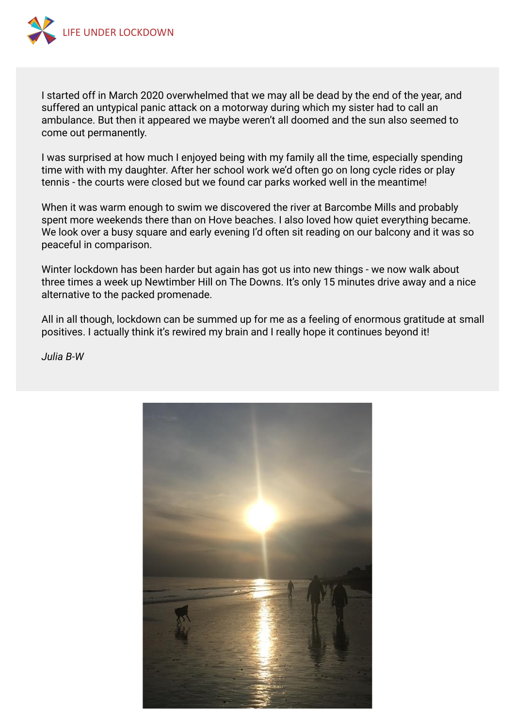I started off in March 2020 overwhelmed that we may all be dead by the end of the year, and suffered an untypical panic attack on a motorway during which my sister had to call an ambulance. But then it appeared we maybe weren't all doomed and the sun also seemed to come out permanently.

I was surprised at how much I enjoyed being with my family all the time, especially spending time with with my daughter. After her school work we'd often go on long cycle rides or play tennis - the courts were closed but we found car parks worked well in the meantime!

When it was warm enough to swim we discovered the river at Barcombe Mills and probably spent more weekends there than on Hove beaches. I also loved how quiet everything became. We look over a busy square and early evening I'd often sit reading on our balcony and it was so peaceful in comparison.

Winter lockdown has been harder but again has got us into new things - we now walk about three times a week up Newtimber Hill on The Downs. It's only 15 minutes drive away and a nice alternative to the packed promenade.

All in all though, lockdown can be summed up for me as a feeling of enormous gratitude at small positives. I actually think it's rewired my brain and I really hope it continues beyond it!

*Julia B-W*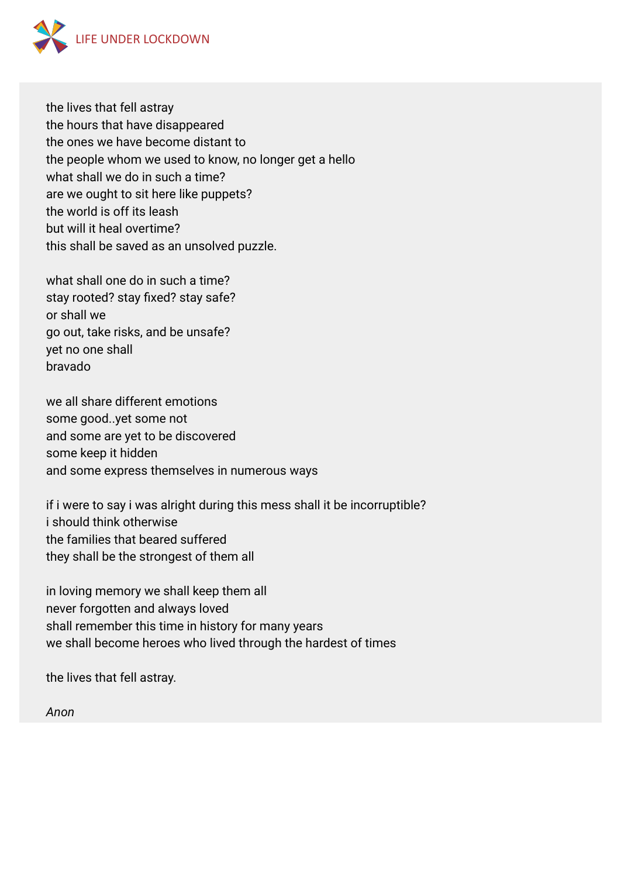the lives that fell astray  
the hours that have disappeared  
the ones we have become distant to  
the people whom we used to know, no longer get a hello  
what shall we do in such a time?  
are we ought to sit here like puppets?  
the world is off its leash  
but will it heal overtime?  
this shall be saved as an unsolved puzzle.

what shall one do in such a time?  
stay rooted? stay fixed? stay safe?  
or shall we  
go out, take risks, and be unsafe?  
yet no one shall  
bravado

we all share different emotions  
some good..yet some not  
and some are yet to be discovered  
some keep it hidden  
and some express themselves in numerous ways

if i were to say i was alright during this mess shall it be incorruptible?  
i should think otherwise  
the families that beared suffered  
they shall be the strongest of them all

in loving memory we shall keep them all  
never forgotten and always loved  
shall remember this time in history for many years  
we shall become heroes who lived through the hardest of times

the lives that fell astray.

*Anon*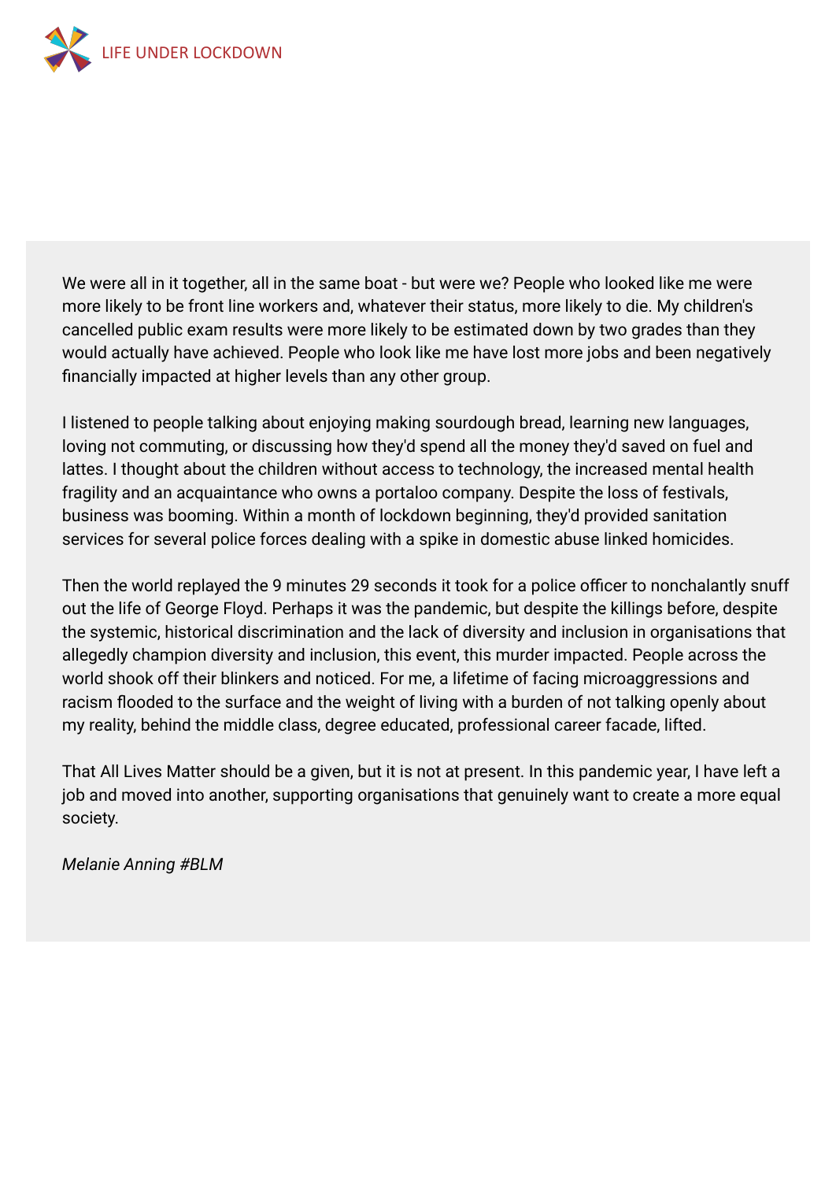We were all in it together, all in the same boat - but were we? People who looked like me were more likely to be front line workers and, whatever their status, more likely to die. My children's cancelled public exam results were more likely to be estimated down by two grades than they would actually have achieved. People who look like me have lost more jobs and been negatively financially impacted at higher levels than any other group.

I listened to people talking about enjoying making sourdough bread, learning new languages, loving not commuting, or discussing how they'd spend all the money they'd saved on fuel and lattes. I thought about the children without access to technology, the increased mental health fragility and an acquaintance who owns a portaloo company. Despite the loss of festivals, business was booming. Within a month of lockdown beginning, they'd provided sanitation services for several police forces dealing with a spike in domestic abuse linked homicides.

Then the world replayed the 9 minutes 29 seconds it took for a police officer to nonchalantly snuff out the life of George Floyd. Perhaps it was the pandemic, but despite the killings before, despite the systemic, historical discrimination and the lack of diversity and inclusion in organisations that allegedly champion diversity and inclusion, this event, this murder impacted. People across the world shook off their blinkers and noticed. For me, a lifetime of facing microaggressions and racism flooded to the surface and the weight of living with a burden of not talking openly about my reality, behind the middle class, degree educated, professional career facade, lifted.

That All Lives Matter should be a given, but it is not at present. In this pandemic year, I have left a job and moved into another, supporting organisations that genuinely want to create a more equal society.

*Melanie Anning #BLM*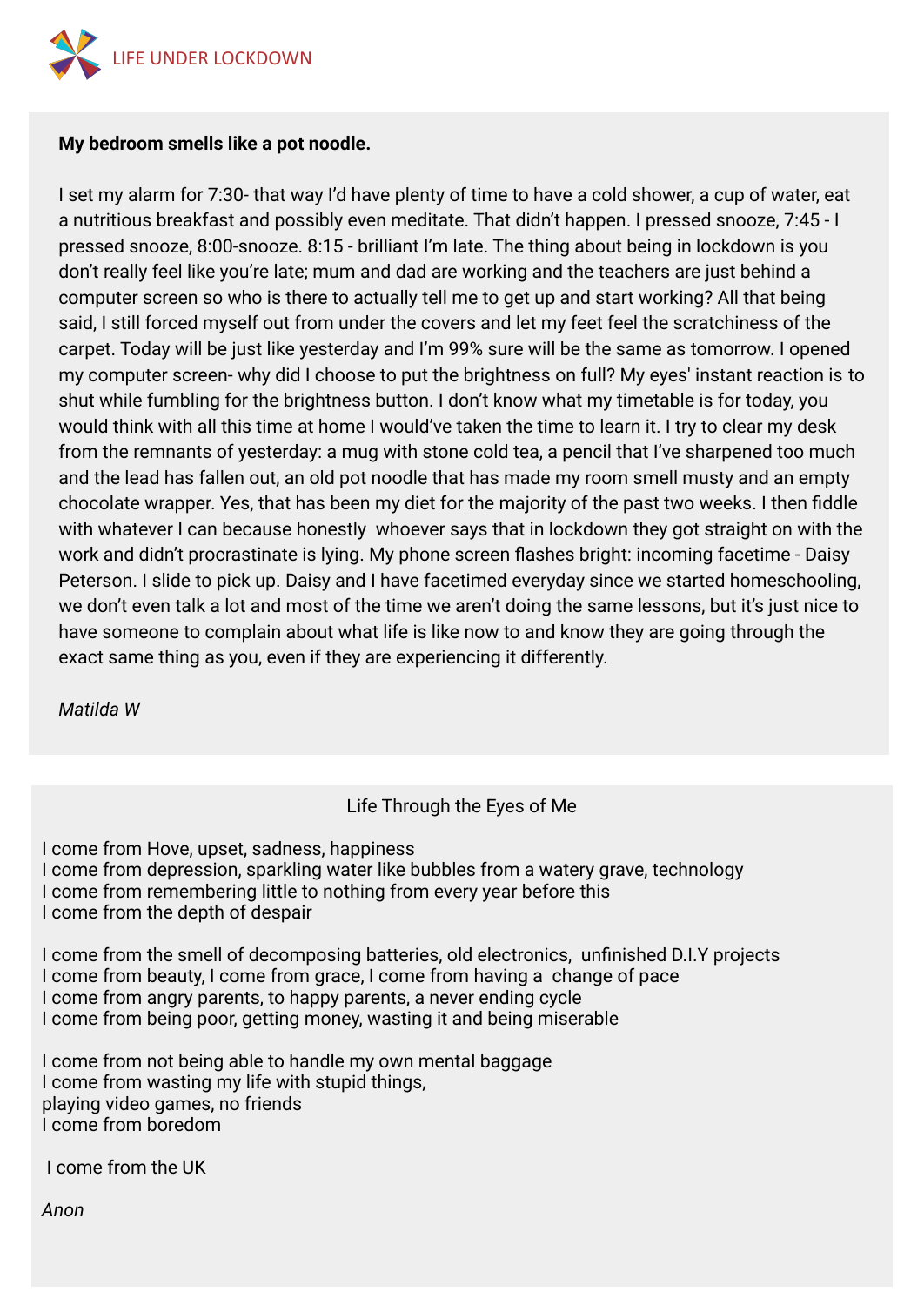**My bedroom smells like a pot noodle.**

I set my alarm for 7:30- that way I'd have plenty of time to have a cold shower, a cup of water, eat a nutritious breakfast and possibly even meditate. That didn't happen. I pressed snooze, 7:45 - I pressed snooze, 8:00-snooze. 8:15 - brilliant I'm late. The thing about being in lockdown is you don't really feel like you're late; mum and dad are working and the teachers are just behind a computer screen so who is there to actually tell me to get up and start working? All that being said, I still forced myself out from under the covers and let my feet feel the scratchiness of the carpet. Today will be just like yesterday and I'm 99% sure will be the same as tomorrow. I opened my computer screen- why did I choose to put the brightness on full? My eyes' instant reaction is to shut while fumbling for the brightness button. I don't know what my timetable is for today, you would think with all this time at home I would've taken the time to learn it. I try to clear my desk from the remnants of yesterday: a mug with stone cold tea, a pencil that I've sharpened too much and the lead has fallen out, an old pot noodle that has made my room smell musty and an empty chocolate wrapper. Yes, that has been my diet for the majority of the past two weeks. I then fiddle with whatever I can because honestly whoever says that in lockdown they got straight on with the work and didn't procrastinate is lying. My phone screen flashes bright: incoming facetime - Daisy Peterson. I slide to pick up. Daisy and I have facetimed everyday since we started homeschooling, we don't even talk a lot and most of the time we aren't doing the same lessons, but it's just nice to have someone to complain about what life is like now to and know they are going through the exact same thing as you, even if they are experiencing it differently.

*Matilda W*

Life Through the Eyes of Me

I come from Hove, upset, sadness, happiness
I come from depression, sparkling water like bubbles from a watery grave, technology
I come from remembering little to nothing from every year before this
I come from the depth of despair

I come from the smell of decomposing batteries, old electronics, unfinished D.I.Y projects
I come from beauty, I come from grace, I come from having a change of pace
I come from angry parents, to happy parents, a never ending cycle
I come from being poor, getting money, wasting it and being miserable

I come from not being able to handle my own mental baggage
I come from wasting my life with stupid things,
playing video games, no friends
I come from boredom

I come from the UK

*Anon*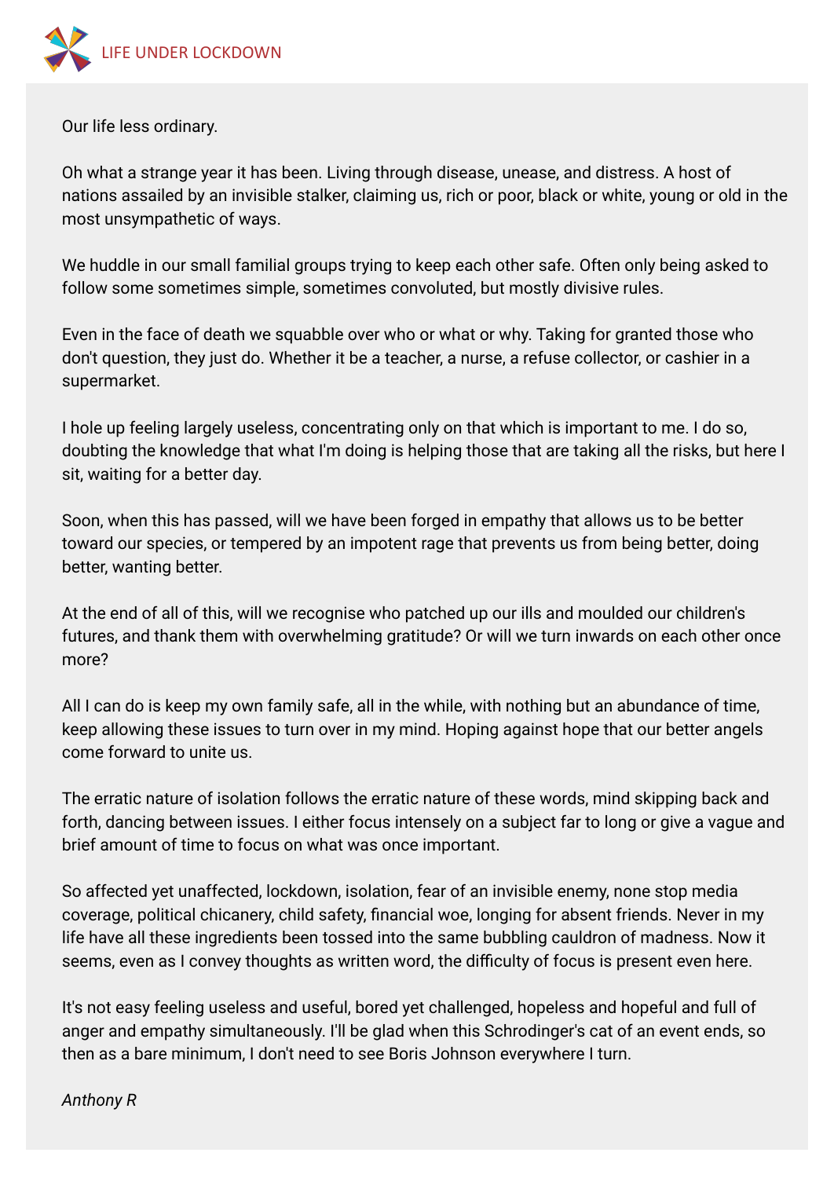Our life less ordinary.

Oh what a strange year it has been. Living through disease, unease, and distress. A host of nations assailed by an invisible stalker, claiming us, rich or poor, black or white, young or old in the most unsympathetic of ways.

We huddle in our small familial groups trying to keep each other safe. Often only being asked to follow some sometimes simple, sometimes convoluted, but mostly divisive rules.

Even in the face of death we squabble over who or what or why. Taking for granted those who don't question, they just do. Whether it be a teacher, a nurse, a refuse collector, or cashier in a supermarket.

I hole up feeling largely useless, concentrating only on that which is important to me. I do so, doubting the knowledge that what I'm doing is helping those that are taking all the risks, but here I sit, waiting for a better day.

Soon, when this has passed, will we have been forged in empathy that allows us to be better toward our species, or tempered by an impotent rage that prevents us from being better, doing better, wanting better.

At the end of all of this, will we recognise who patched up our ills and moulded our children's futures, and thank them with overwhelming gratitude? Or will we turn inwards on each other once more?

All I can do is keep my own family safe, all in the while, with nothing but an abundance of time, keep allowing these issues to turn over in my mind. Hoping against hope that our better angels come forward to unite us.

The erratic nature of isolation follows the erratic nature of these words, mind skipping back and forth, dancing between issues. I either focus intensely on a subject far to long or give a vague and brief amount of time to focus on what was once important.

So affected yet unaffected, lockdown, isolation, fear of an invisible enemy, none stop media coverage, political chicanery, child safety, financial woe, longing for absent friends. Never in my life have all these ingredients been tossed into the same bubbling cauldron of madness. Now it seems, even as I convey thoughts as written word, the difficulty of focus is present even here.

It's not easy feeling useless and useful, bored yet challenged, hopeless and hopeful and full of anger and empathy simultaneously. I'll be glad when this Schrodinger's cat of an event ends, so then as a bare minimum, I don't need to see Boris Johnson everywhere I turn.

*Anthony R*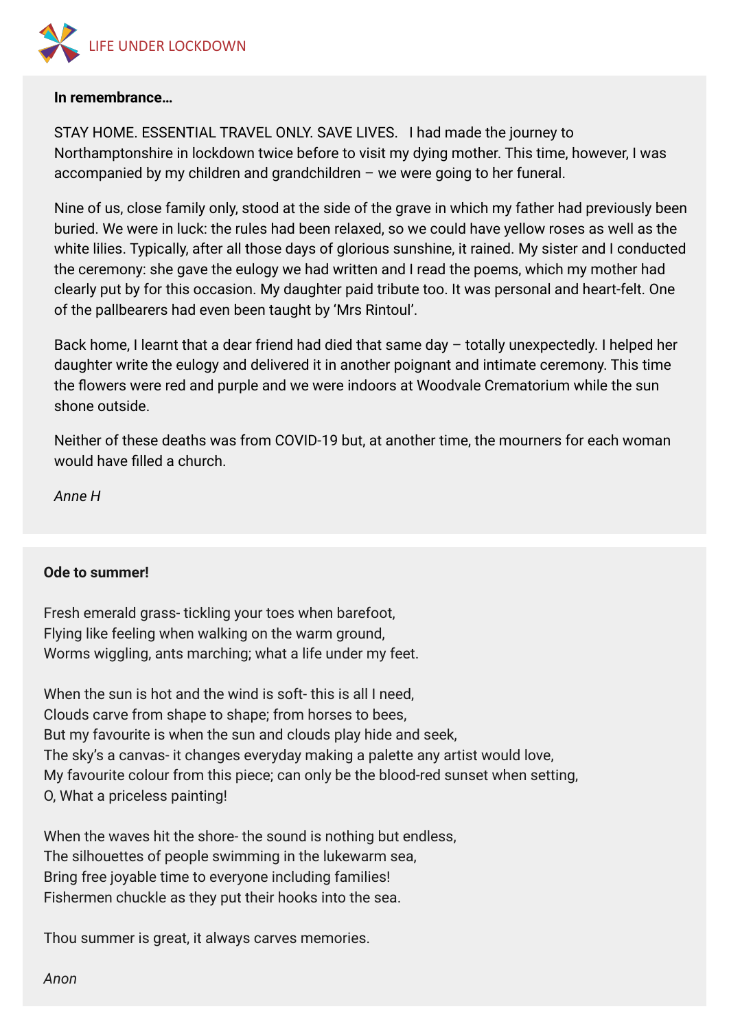### In remembrance…

STAY HOME. ESSENTIAL TRAVEL ONLY. SAVE LIVES.   I had made the journey to Northamptonshire in lockdown twice before to visit my dying mother. This time, however, I was accompanied by my children and grandchildren – we were going to her funeral.

Nine of us, close family only, stood at the side of the grave in which my father had previously been buried. We were in luck: the rules had been relaxed, so we could have yellow roses as well as the white lilies. Typically, after all those days of glorious sunshine, it rained. My sister and I conducted the ceremony: she gave the eulogy we had written and I read the poems, which my mother had clearly put by for this occasion. My daughter paid tribute too. It was personal and heart-felt. One of the pallbearers had even been taught by 'Mrs Rintoul'.

Back home, I learnt that a dear friend had died that same day – totally unexpectedly. I helped her daughter write the eulogy and delivered it in another poignant and intimate ceremony. This time the flowers were red and purple and we were indoors at Woodvale Crematorium while the sun shone outside.

Neither of these deaths was from COVID-19 but, at another time, the mourners for each woman would have filled a church.

*Anne H*

### Ode to summer!

Fresh emerald grass- tickling your toes when barefoot,  
Flying like feeling when walking on the warm ground,  
Worms wiggling, ants marching; what a life under my feet.

When the sun is hot and the wind is soft- this is all I need,  
Clouds carve from shape to shape; from horses to bees,  
But my favourite is when the sun and clouds play hide and seek,  
The sky's a canvas- it changes everyday making a palette any artist would love,  
My favourite colour from this piece; can only be the blood-red sunset when setting,  
O, What a priceless painting!

When the waves hit the shore- the sound is nothing but endless,  
The silhouettes of people swimming in the lukewarm sea,  
Bring free joyable time to everyone including families!  
Fishermen chuckle as they put their hooks into the sea.

Thou summer is great, it always carves memories.

*Anon*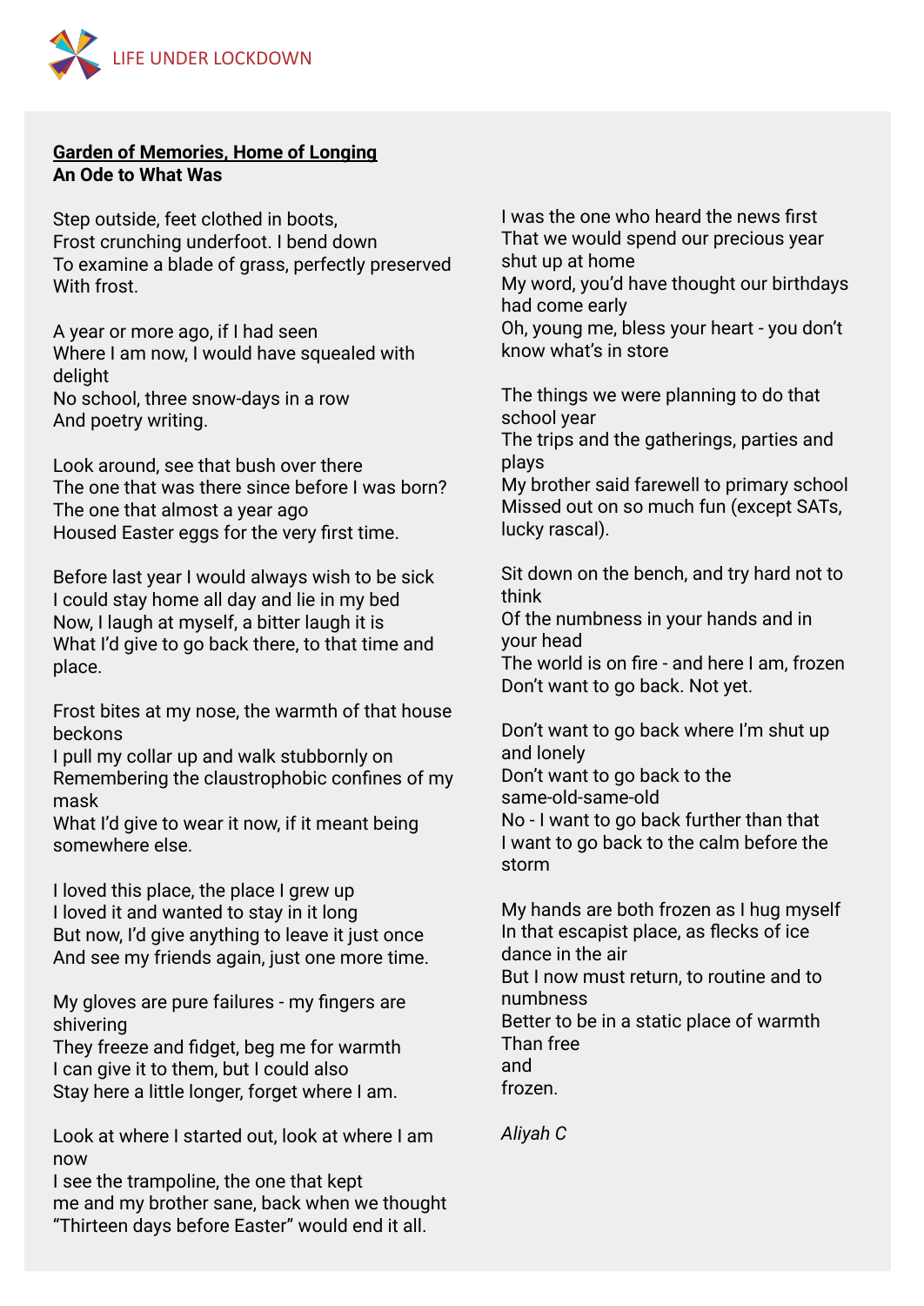**Garden of Memories, Home of Longing**
**An Ode to What Was**

Step outside, feet clothed in boots,
Frost crunching underfoot. I bend down
To examine a blade of grass, perfectly preserved
With frost.

A year or more ago, if I had seen
Where I am now, I would have squealed with delight
No school, three snow-days in a row
And poetry writing.

Look around, see that bush over there
The one that was there since before I was born?
The one that almost a year ago
Housed Easter eggs for the very first time.

Before last year I would always wish to be sick
I could stay home all day and lie in my bed
Now, I laugh at myself, a bitter laugh it is
What I'd give to go back there, to that time and place.

Frost bites at my nose, the warmth of that house beckons
I pull my collar up and walk stubbornly on
Remembering the claustrophobic confines of my mask
What I'd give to wear it now, if it meant being somewhere else.

I loved this place, the place I grew up
I loved it and wanted to stay in it long
But now, I'd give anything to leave it just once
And see my friends again, just one more time.

My gloves are pure failures - my fingers are shivering
They freeze and fidget, beg me for warmth
I can give it to them, but I could also
Stay here a little longer, forget where I am.

Look at where I started out, look at where I am now
I see the trampoline, the one that kept
me and my brother sane, back when we thought
"Thirteen days before Easter" would end it all.

I was the one who heard the news first
That we would spend our precious year shut up at home
My word, you'd have thought our birthdays had come early
Oh, young me, bless your heart - you don't know what's in store

The things we were planning to do that school year
The trips and the gatherings, parties and plays
My brother said farewell to primary school
Missed out on so much fun (except SATs, lucky rascal).

Sit down on the bench, and try hard not to think
Of the numbness in your hands and in your head
The world is on fire - and here I am, frozen
Don't want to go back. Not yet.

Don't want to go back where I'm shut up and lonely
Don't want to go back to the same-old-same-old
No - I want to go back further than that
I want to go back to the calm before the storm

My hands are both frozen as I hug myself
In that escapist place, as flecks of ice dance in the air
But I now must return, to routine and to numbness
Better to be in a static place of warmth
Than free
and
frozen.

*Aliyah C*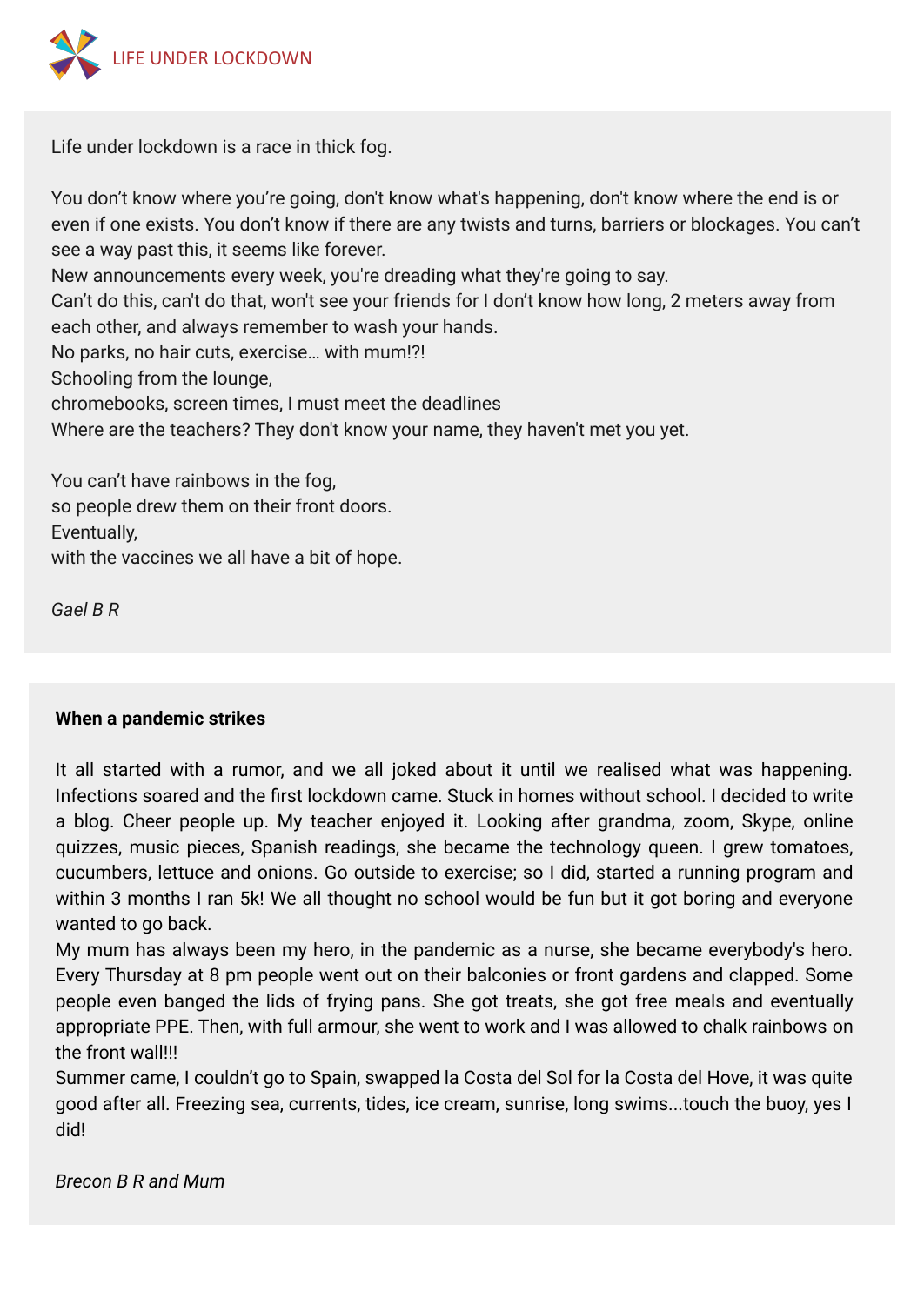Life under lockdown is a race in thick fog.

You don't know where you're going, don't know what's happening, don't know where the end is or even if one exists. You don't know if there are any twists and turns, barriers or blockages. You can't see a way past this, it seems like forever.
New announcements every week, you're dreading what they're going to say.
Can't do this, can't do that, won't see your friends for I don't know how long, 2 meters away from each other, and always remember to wash your hands.
No parks, no hair cuts, exercise… with mum!?!
Schooling from the lounge,
chromebooks, screen times, I must meet the deadlines
Where are the teachers? They don't know your name, they haven't met you yet.

You can't have rainbows in the fog,
so people drew them on their front doors.
Eventually,
with the vaccines we all have a bit of hope.

*Gael B R*

**When a pandemic strikes**

It all started with a rumor, and we all joked about it until we realised what was happening. Infections soared and the first lockdown came. Stuck in homes without school. I decided to write a blog. Cheer people up. My teacher enjoyed it. Looking after grandma, zoom, Skype, online quizzes, music pieces, Spanish readings, she became the technology queen. I grew tomatoes, cucumbers, lettuce and onions. Go outside to exercise; so I did, started a running program and within 3 months I ran 5k! We all thought no school would be fun but it got boring and everyone wanted to go back.
My mum has always been my hero, in the pandemic as a nurse, she became everybody's hero. Every Thursday at 8 pm people went out on their balconies or front gardens and clapped. Some people even banged the lids of frying pans. She got treats, she got free meals and eventually appropriate PPE. Then, with full armour, she went to work and I was allowed to chalk rainbows on the front wall!!!
Summer came, I couldn't go to Spain, swapped la Costa del Sol for la Costa del Hove, it was quite good after all. Freezing sea, currents, tides, ice cream, sunrise, long swims...touch the buoy, yes I did!

*Brecon B R and Mum*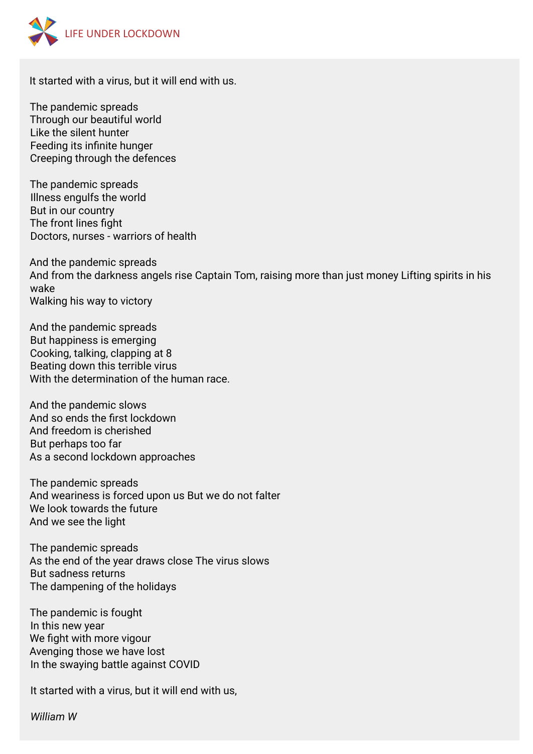It started with a virus, but it will end with us.

The pandemic spreads  
Through our beautiful world  
Like the silent hunter  
Feeding its infinite hunger  
Creeping through the defences

The pandemic spreads  
Illness engulfs the world  
But in our country  
The front lines fight  
Doctors, nurses - warriors of health

And the pandemic spreads  
And from the darkness angels rise Captain Tom, raising more than just money Lifting spirits in his wake  
Walking his way to victory

And the pandemic spreads  
But happiness is emerging  
Cooking, talking, clapping at 8  
Beating down this terrible virus  
With the determination of the human race.

And the pandemic slows  
And so ends the first lockdown  
And freedom is cherished  
But perhaps too far  
As a second lockdown approaches

The pandemic spreads  
And weariness is forced upon us But we do not falter  
We look towards the future  
And we see the light

The pandemic spreads  
As the end of the year draws close The virus slows  
But sadness returns  
The dampening of the holidays

The pandemic is fought  
In this new year  
We fight with more vigour  
Avenging those we have lost  
In the swaying battle against COVID

It started with a virus, but it will end with us,

*William W*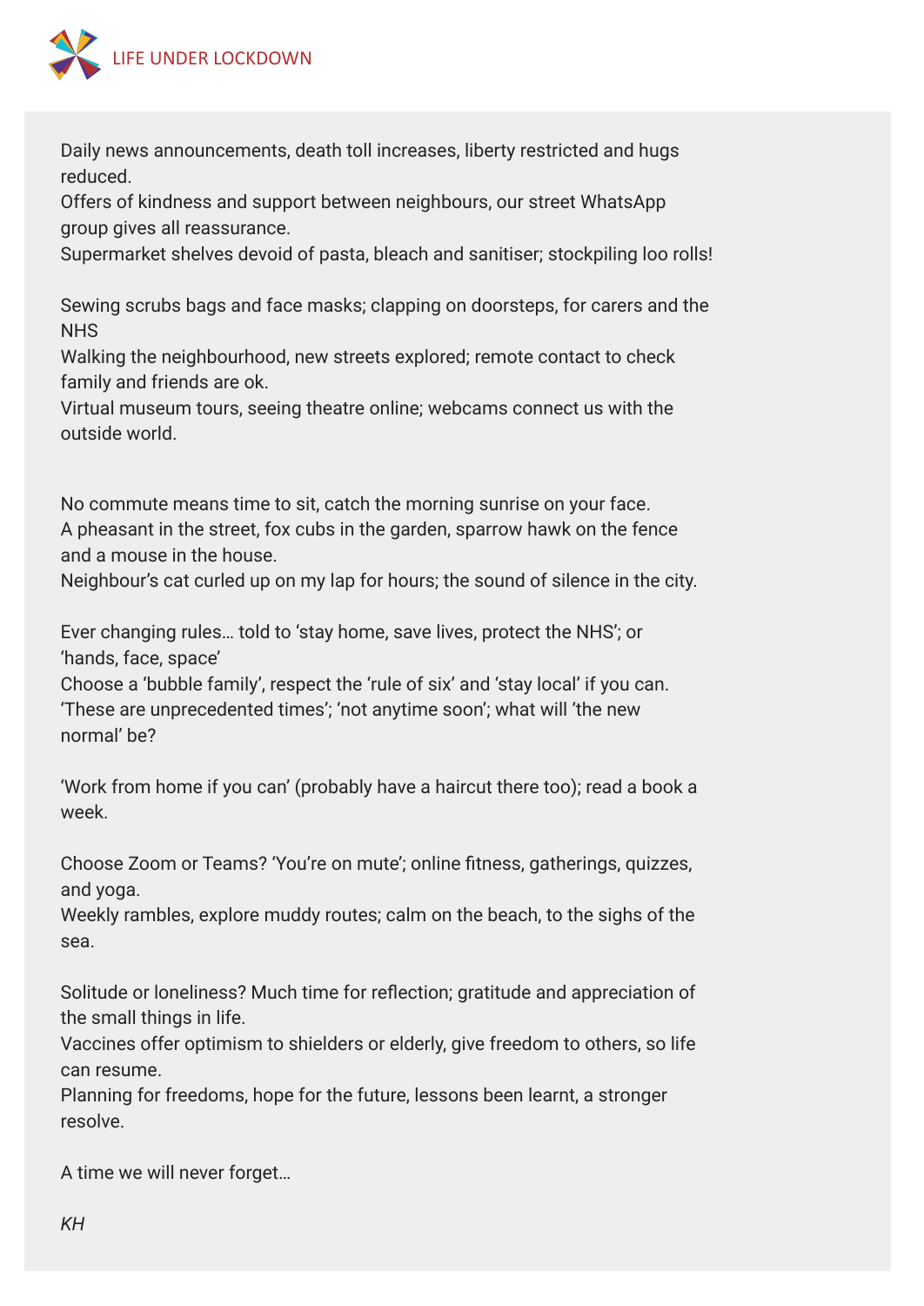Daily news announcements, death toll increases, liberty restricted and hugs reduced.
Offers of kindness and support between neighbours, our street WhatsApp group gives all reassurance.
Supermarket shelves devoid of pasta, bleach and sanitiser; stockpiling loo rolls!

Sewing scrubs bags and face masks; clapping on doorsteps, for carers and the NHS
Walking the neighbourhood, new streets explored; remote contact to check family and friends are ok.
Virtual museum tours, seeing theatre online; webcams connect us with the outside world.

No commute means time to sit, catch the morning sunrise on your face.
A pheasant in the street, fox cubs in the garden, sparrow hawk on the fence and a mouse in the house.
Neighbour's cat curled up on my lap for hours; the sound of silence in the city.

Ever changing rules… told to 'stay home, save lives, protect the NHS'; or 'hands, face, space'
Choose a 'bubble family', respect the 'rule of six' and 'stay local' if you can.
'These are unprecedented times'; 'not anytime soon'; what will 'the new normal' be?

'Work from home if you can' (probably have a haircut there too); read a book a week.

Choose Zoom or Teams? 'You're on mute'; online fitness, gatherings, quizzes, and yoga.
Weekly rambles, explore muddy routes; calm on the beach, to the sighs of the sea.

Solitude or loneliness? Much time for reflection; gratitude and appreciation of the small things in life.
Vaccines offer optimism to shielders or elderly, give freedom to others, so life can resume.
Planning for freedoms, hope for the future, lessons been learnt, a stronger resolve.

A time we will never forget…

*KH*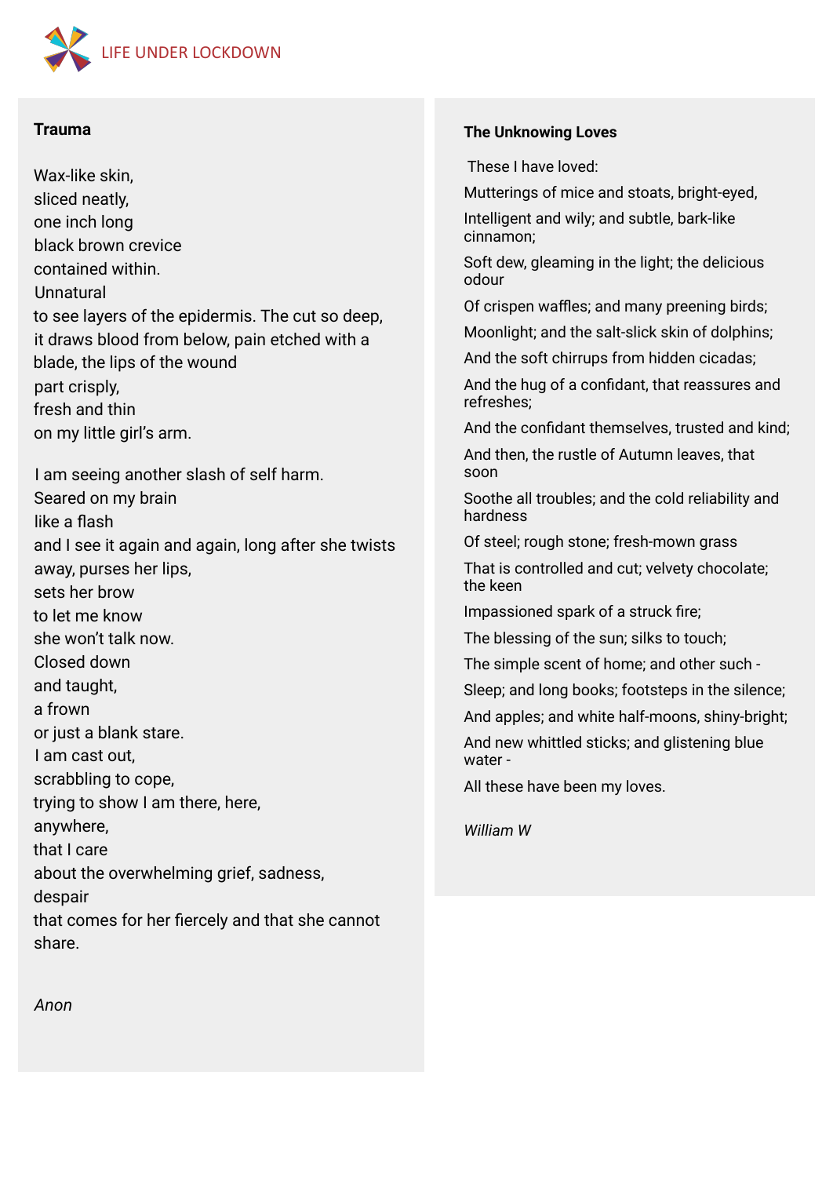### Trauma

Wax-like skin,
sliced neatly,
one inch long
black brown crevice
contained within.
Unnatural
to see layers of the epidermis. The cut so deep,
it draws blood from below, pain etched with a blade, the lips of the wound
part crisply,
fresh and thin
on my little girl's arm.

I am seeing another slash of self harm.
Seared on my brain
like a flash
and I see it again and again, long after she twists away, purses her lips,
sets her brow
to let me know
she won't talk now.
Closed down
and taught,
a frown
or just a blank stare.
I am cast out,
scrabbling to cope,
trying to show I am there, here,
anywhere,
that I care
about the overwhelming grief, sadness,
despair
that comes for her fiercely and that she cannot share.

*Anon*

### The Unknowing Loves

These I have loved:

Mutterings of mice and stoats, bright-eyed,

Intelligent and wily; and subtle, bark-like cinnamon;

Soft dew, gleaming in the light; the delicious odour

Of crispen waffles; and many preening birds;

Moonlight; and the salt-slick skin of dolphins;

And the soft chirrups from hidden cicadas;

And the hug of a confidant, that reassures and refreshes;

And the confidant themselves, trusted and kind;

And then, the rustle of Autumn leaves, that soon

Soothe all troubles; and the cold reliability and hardness

Of steel; rough stone; fresh-mown grass

That is controlled and cut; velvety chocolate; the keen

Impassioned spark of a struck fire;

The blessing of the sun; silks to touch;

The simple scent of home; and other such -

Sleep; and long books; footsteps in the silence;

And apples; and white half-moons, shiny-bright;

And new whittled sticks; and glistening blue water -

All these have been my loves.

*William W*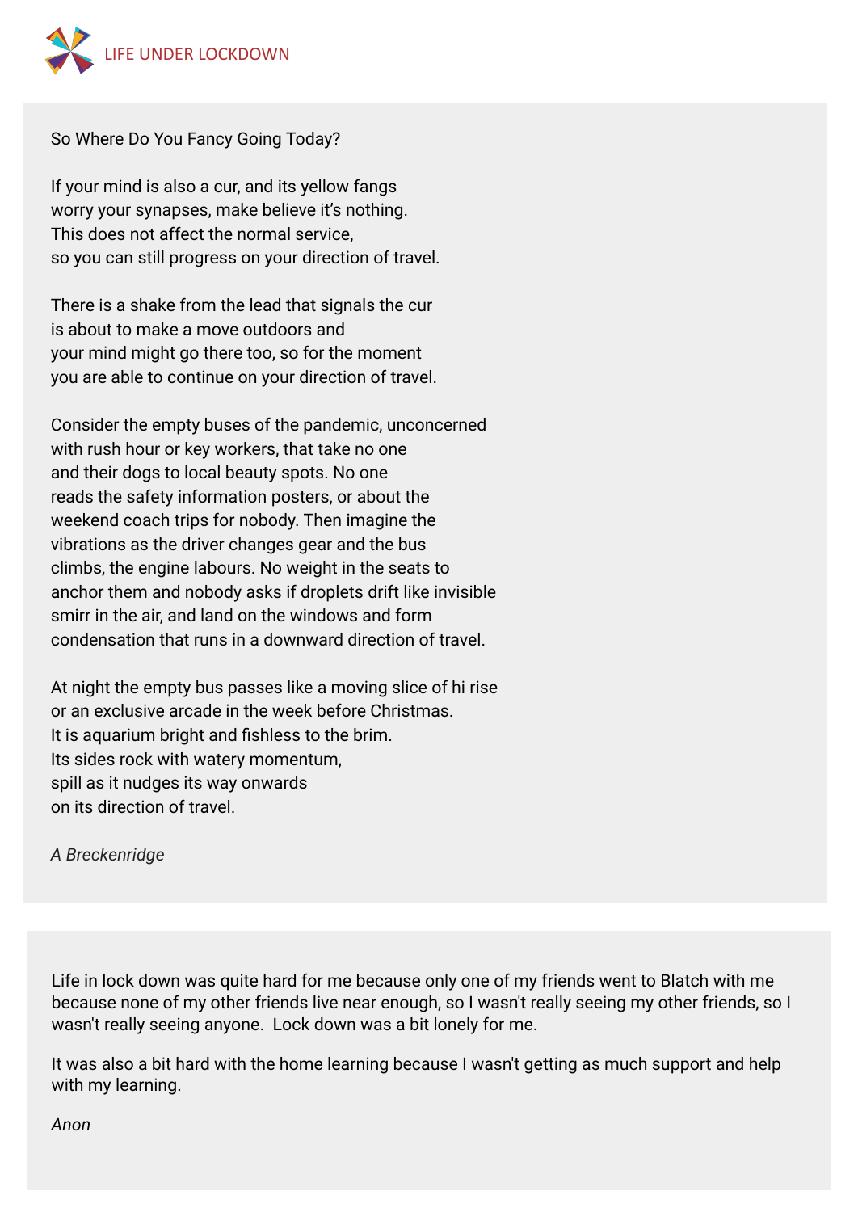So Where Do You Fancy Going Today?

If your mind is also a cur, and its yellow fangs  
worry your synapses, make believe it's nothing.  
This does not affect the normal service,  
so you can still progress on your direction of travel.

There is a shake from the lead that signals the cur  
is about to make a move outdoors and  
your mind might go there too, so for the moment  
you are able to continue on your direction of travel.

Consider the empty buses of the pandemic, unconcerned  
with rush hour or key workers, that take no one  
and their dogs to local beauty spots. No one  
reads the safety information posters, or about the  
weekend coach trips for nobody. Then imagine the  
vibrations as the driver changes gear and the bus  
climbs, the engine labours. No weight in the seats to  
anchor them and nobody asks if droplets drift like invisible  
smirr in the air, and land on the windows and form  
condensation that runs in a downward direction of travel.

At night the empty bus passes like a moving slice of hi rise  
or an exclusive arcade in the week before Christmas.  
It is aquarium bright and fishless to the brim.  
Its sides rock with watery momentum,  
spill as it nudges its way onwards  
on its direction of travel.

*A Breckenridge*

Life in lock down was quite hard for me because only one of my friends went to Blatch with me because none of my other friends live near enough, so I wasn't really seeing my other friends, so I wasn't really seeing anyone.  Lock down was a bit lonely for me.

It was also a bit hard with the home learning because I wasn't getting as much support and help with my learning.

*Anon*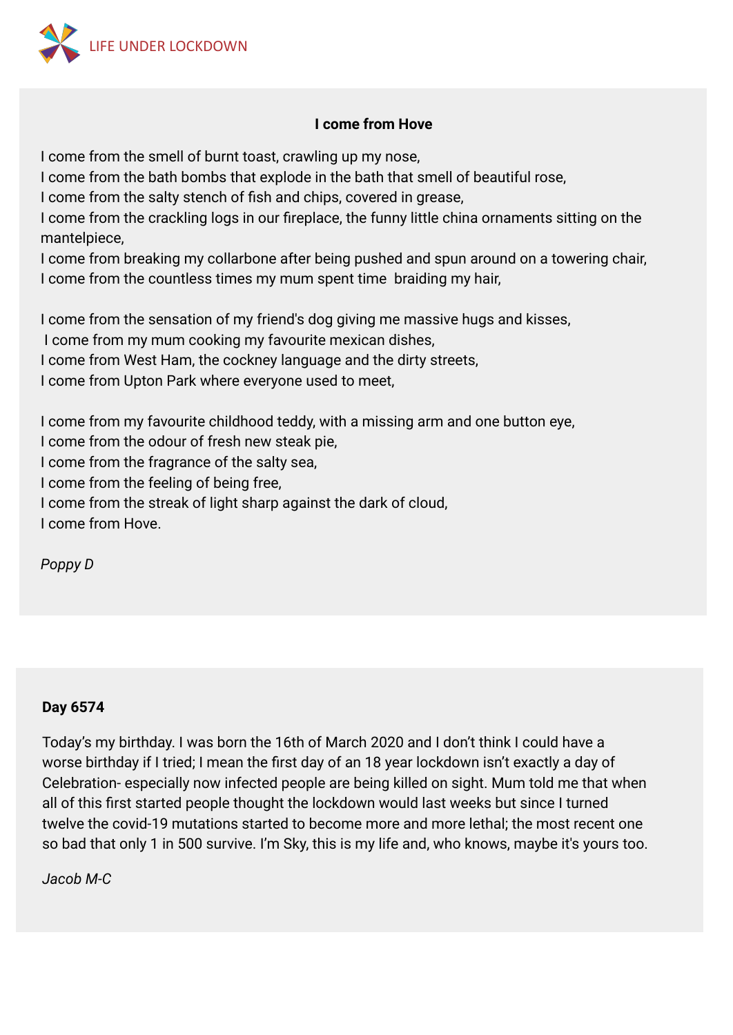## I come from Hove

I come from the smell of burnt toast, crawling up my nose,
I come from the bath bombs that explode in the bath that smell of beautiful rose,
I come from the salty stench of fish and chips, covered in grease,
I come from the crackling logs in our fireplace, the funny little china ornaments sitting on the mantelpiece,
I come from breaking my collarbone after being pushed and spun around on a towering chair,
I come from the countless times my mum spent time braiding my hair,

I come from the sensation of my friend's dog giving me massive hugs and kisses,
I come from my mum cooking my favourite mexican dishes,
I come from West Ham, the cockney language and the dirty streets,
I come from Upton Park where everyone used to meet,

I come from my favourite childhood teddy, with a missing arm and one button eye,
I come from the odour of fresh new steak pie,
I come from the fragrance of the salty sea,
I come from the feeling of being free,
I come from the streak of light sharp against the dark of cloud,
I come from Hove.

*Poppy D*

## Day 6574

Today's my birthday. I was born the 16th of March 2020 and I don't think I could have a worse birthday if I tried; I mean the first day of an 18 year lockdown isn't exactly a day of Celebration- especially now infected people are being killed on sight. Mum told me that when all of this first started people thought the lockdown would last weeks but since I turned twelve the covid-19 mutations started to become more and more lethal; the most recent one so bad that only 1 in 500 survive. I'm Sky, this is my life and, who knows, maybe it's yours too.

*Jacob M-C*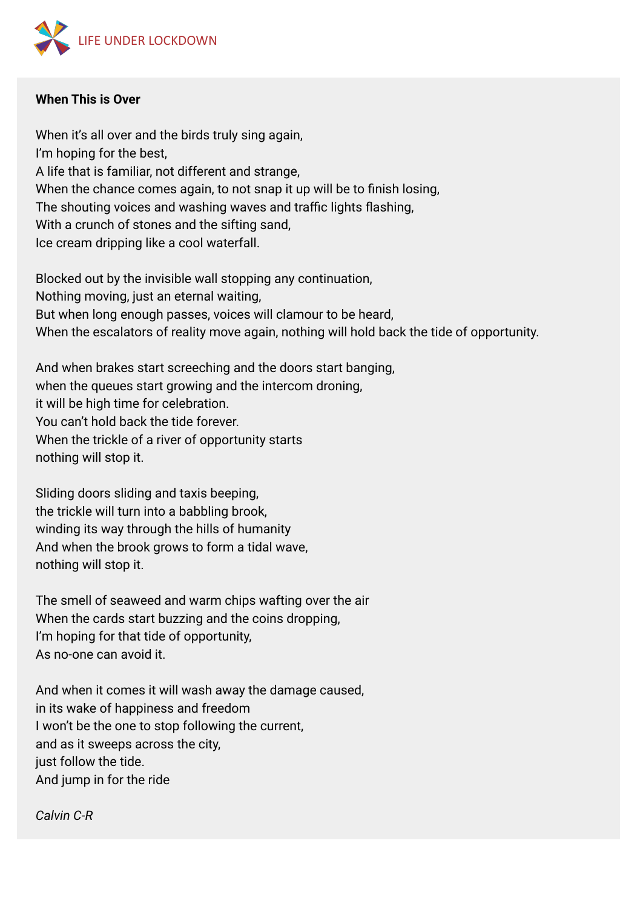**When This is Over**

When it's all over and the birds truly sing again,  
I'm hoping for the best,  
A life that is familiar, not different and strange,  
When the chance comes again, to not snap it up will be to finish losing,  
The shouting voices and washing waves and traffic lights flashing,  
With a crunch of stones and the sifting sand,  
Ice cream dripping like a cool waterfall.

Blocked out by the invisible wall stopping any continuation,  
Nothing moving, just an eternal waiting,  
But when long enough passes, voices will clamour to be heard,  
When the escalators of reality move again, nothing will hold back the tide of opportunity.

And when brakes start screeching and the doors start banging,  
when the queues start growing and the intercom droning,  
it will be high time for celebration.  
You can't hold back the tide forever.  
When the trickle of a river of opportunity starts  
nothing will stop it.

Sliding doors sliding and taxis beeping,  
the trickle will turn into a babbling brook,  
winding its way through the hills of humanity  
And when the brook grows to form a tidal wave,  
nothing will stop it.

The smell of seaweed and warm chips wafting over the air  
When the cards start buzzing and the coins dropping,  
I'm hoping for that tide of opportunity,  
As no-one can avoid it.

And when it comes it will wash away the damage caused,  
in its wake of happiness and freedom  
I won't be the one to stop following the current,  
and as it sweeps across the city,  
just follow the tide.  
And jump in for the ride

*Calvin C-R*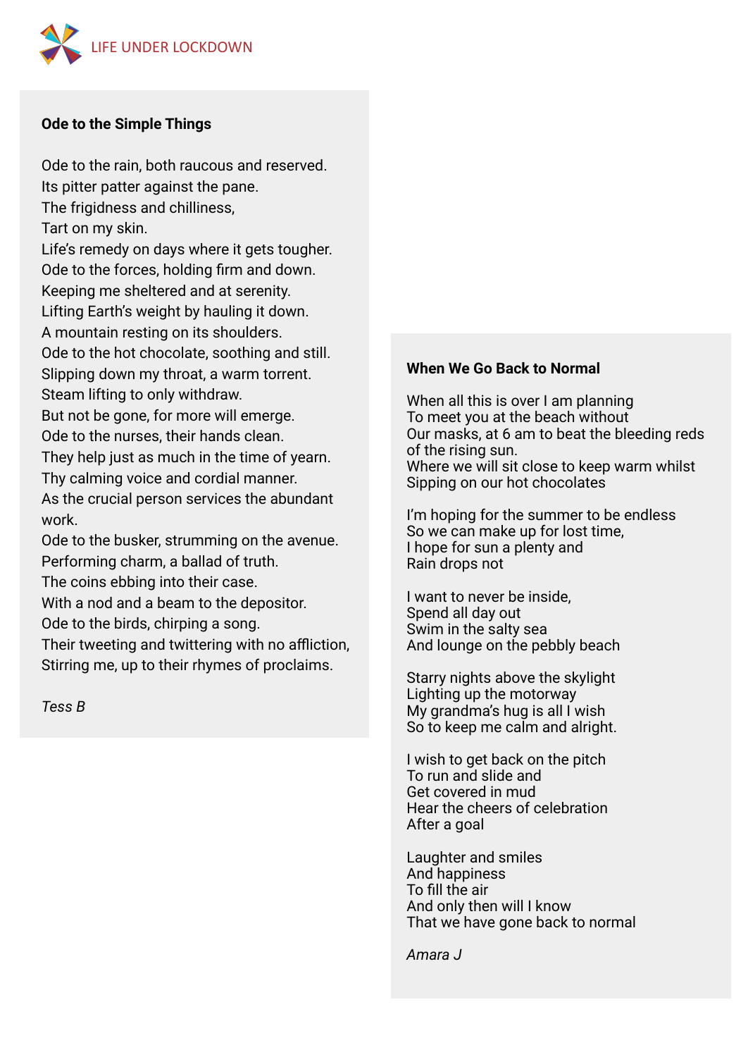## Ode to the Simple Things

Ode to the rain, both raucous and reserved.
Its pitter patter against the pane.
The frigidness and chilliness,
Tart on my skin.
Life's remedy on days where it gets tougher.
Ode to the forces, holding firm and down.
Keeping me sheltered and at serenity.
Lifting Earth's weight by hauling it down.
A mountain resting on its shoulders.
Ode to the hot chocolate, soothing and still.
Slipping down my throat, a warm torrent.
Steam lifting to only withdraw.
But not be gone, for more will emerge.
Ode to the nurses, their hands clean.
They help just as much in the time of yearn.
Thy calming voice and cordial manner.
As the crucial person services the abundant work.
Ode to the busker, strumming on the avenue.
Performing charm, a ballad of truth.
The coins ebbing into their case.
With a nod and a beam to the depositor.
Ode to the birds, chirping a song.
Their tweeting and twittering with no affliction,
Stirring me, up to their rhymes of proclaims.

*Tess B*

## When We Go Back to Normal

When all this is over I am planning
To meet you at the beach without
Our masks, at 6 am to beat the bleeding reds
of the rising sun.
Where we will sit close to keep warm whilst
Sipping on our hot chocolates

I'm hoping for the summer to be endless
So we can make up for lost time,
I hope for sun a plenty and
Rain drops not

I want to never be inside,
Spend all day out
Swim in the salty sea
And lounge on the pebbly beach

Starry nights above the skylight
Lighting up the motorway
My grandma's hug is all I wish
So to keep me calm and alright.

I wish to get back on the pitch
To run and slide and
Get covered in mud
Hear the cheers of celebration
After a goal

Laughter and smiles
And happiness
To fill the air
And only then will I know
That we have gone back to normal

*Amara J*